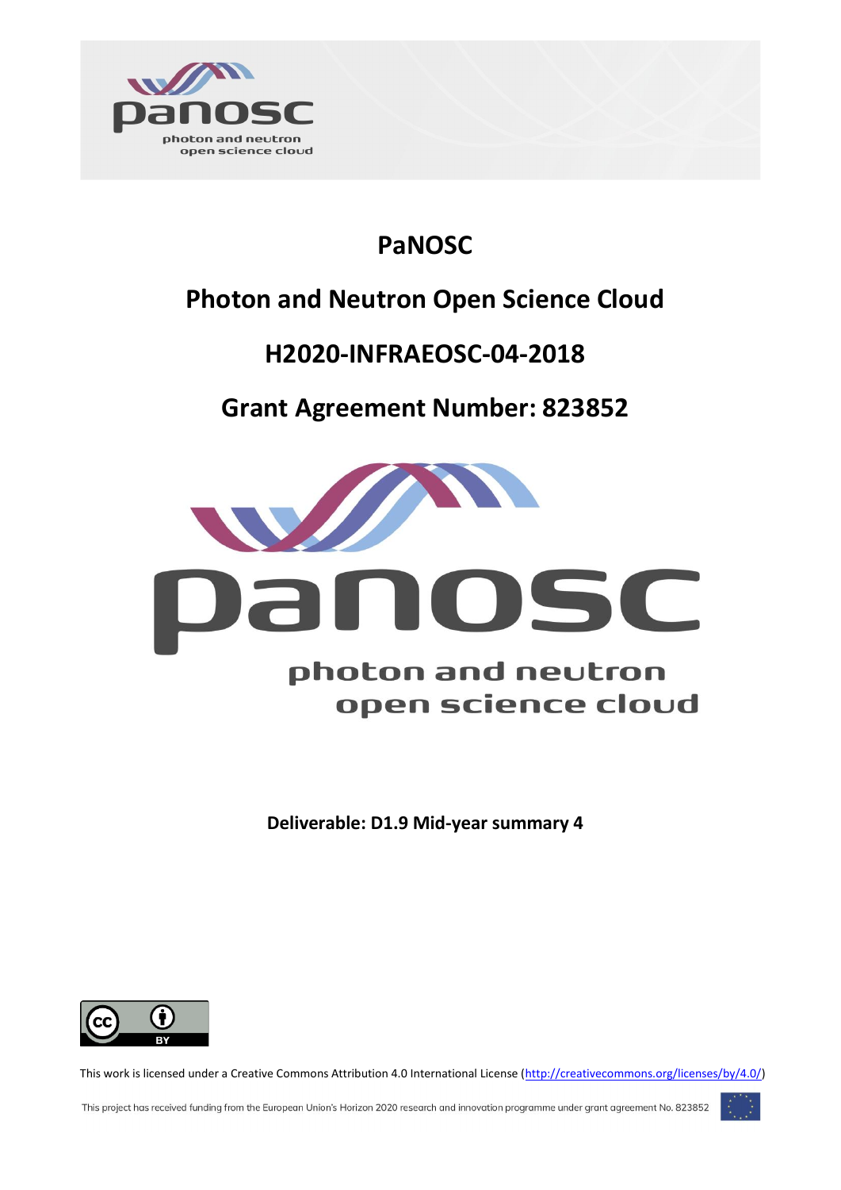# PaNOSC

## Photon and Neutron Open Science Cloud

## H2020-INFRAEOSC-04-2018

## Grant Agreement Number: 823852

**Deliverable: D1.9 Mid-year summary 4**

This work is licensed under a Creative Commons Attribution 4.0 International License (http://creativecommons.org/licenses/by/4.0/)

This project has received funding from the European Union's Horizon 2020 research and innovation programme under grant agreement No. 823852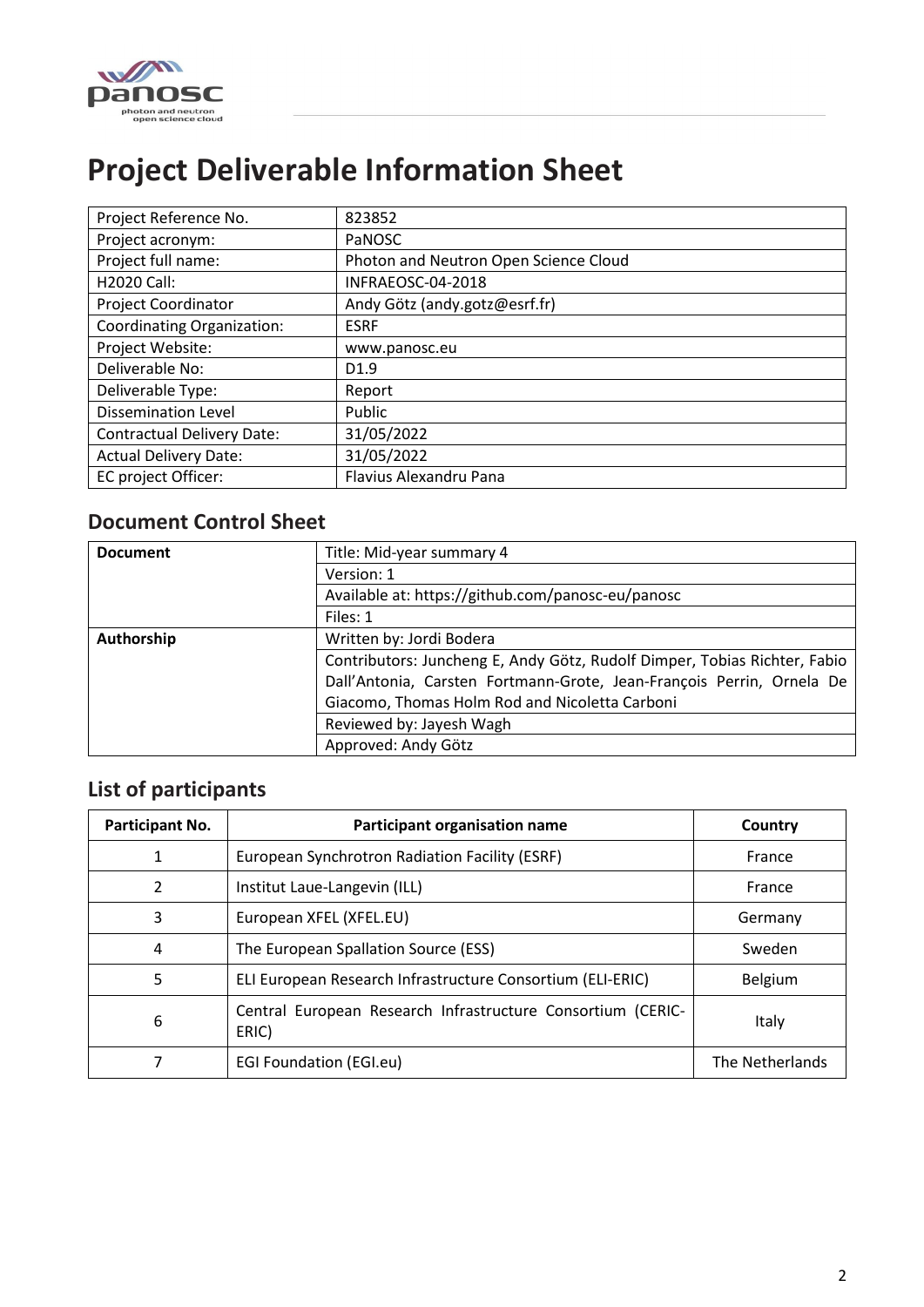# Project Deliverable Information Sheet

| Project Reference No. | 823852 |
|---|---|
| Project acronym: | PaNOSC |
| Project full name: | Photon and Neutron Open Science Cloud |
| H2020 Call: | INFRAEOSC-04-2018 |
| Project Coordinator | Andy Götz (andy.gotz@esrf.fr) |
| Coordinating Organization: | ESRF |
| Project Website: | www.panosc.eu |
| Deliverable No: | D1.9 |
| Deliverable Type: | Report |
| Dissemination Level | Public |
| Contractual Delivery Date: | 31/05/2022 |
| Actual Delivery Date: | 31/05/2022 |
| EC project Officer: | Flavius Alexandru Pana |

## Document Control Sheet

| **Document** | Title: Mid-year summary 4 |
|---|---|
| | Version: 1 |
| | Available at: https://github.com/panosc-eu/panosc |
| | Files: 1 |
| **Authorship** | Written by: Jordi Bodera |
| | Contributors: Juncheng E, Andy Götz, Rudolf Dimper, Tobias Richter, Fabio Dall'Antonia, Carsten Fortmann-Grote, Jean-François Perrin, Ornela De Giacomo, Thomas Holm Rod and Nicoletta Carboni |
| | Reviewed by: Jayesh Wagh |
| | Approved: Andy Götz |

## List of participants

| Participant No. | Participant organisation name | Country |
|---|---|---|
| 1 | European Synchrotron Radiation Facility (ESRF) | France |
| 2 | Institut Laue-Langevin (ILL) | France |
| 3 | European XFEL (XFEL.EU) | Germany |
| 4 | The European Spallation Source (ESS) | Sweden |
| 5 | ELI European Research Infrastructure Consortium (ELI-ERIC) | Belgium |
| 6 | Central European Research Infrastructure Consortium (CERIC-ERIC) | Italy |
| 7 | EGI Foundation (EGI.eu) | The Netherlands |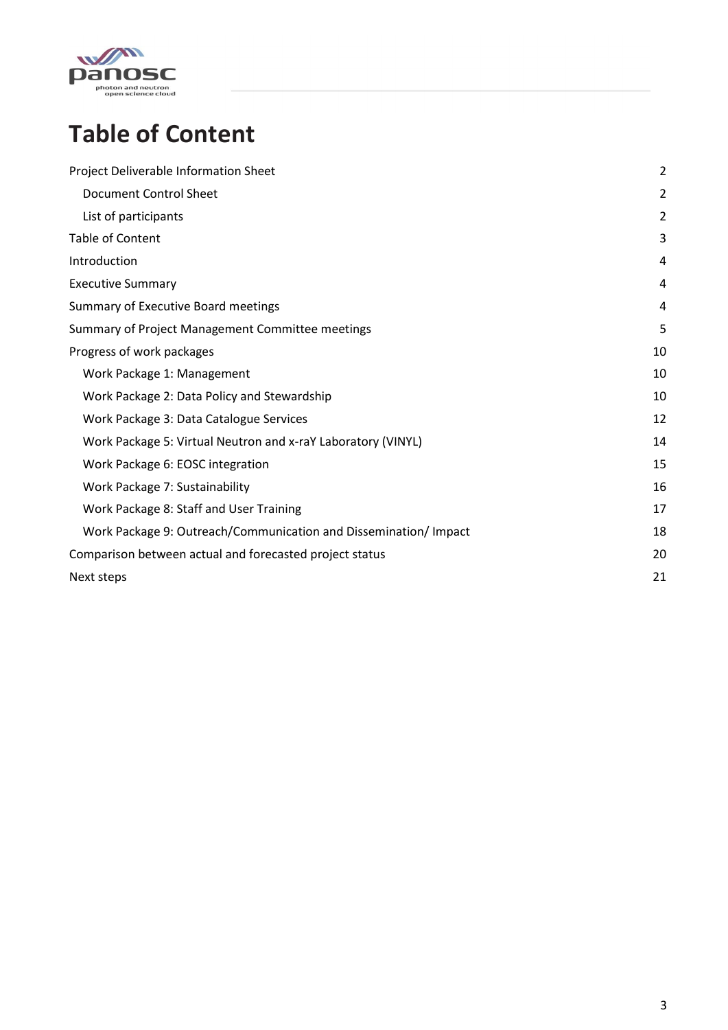# Table of Content

| | |
|---|---|
| Project Deliverable Information Sheet | 2 |
| Document Control Sheet | 2 |
| List of participants | 2 |
| Table of Content | 3 |
| Introduction | 4 |
| Executive Summary | 4 |
| Summary of Executive Board meetings | 4 |
| Summary of Project Management Committee meetings | 5 |
| Progress of work packages | 10 |
| Work Package 1: Management | 10 |
| Work Package 2: Data Policy and Stewardship | 10 |
| Work Package 3: Data Catalogue Services | 12 |
| Work Package 5: Virtual Neutron and x-raY Laboratory (VINYL) | 14 |
| Work Package 6: EOSC integration | 15 |
| Work Package 7: Sustainability | 16 |
| Work Package 8: Staff and User Training | 17 |
| Work Package 9: Outreach/Communication and Dissemination/ Impact | 18 |
| Comparison between actual and forecasted project status | 20 |
| Next steps | 21 |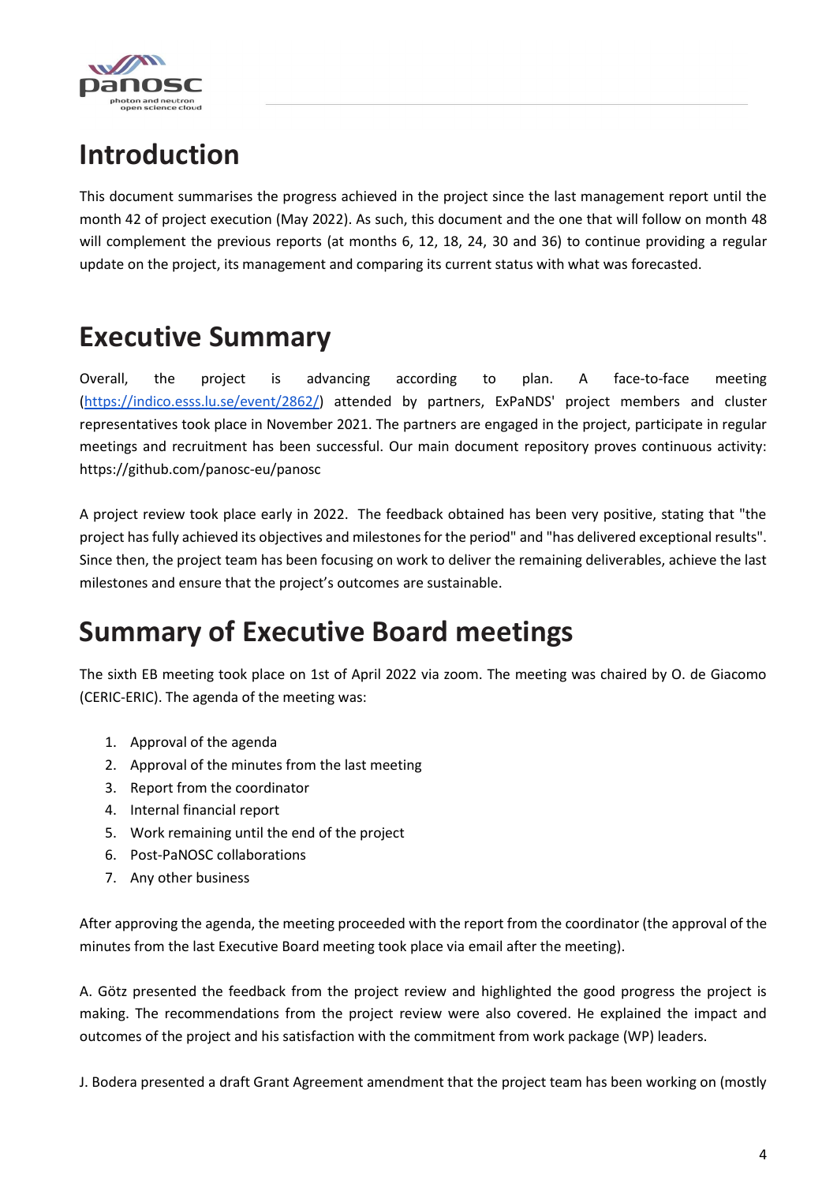# Introduction

This document summarises the progress achieved in the project since the last management report until the month 42 of project execution (May 2022). As such, this document and the one that will follow on month 48 will complement the previous reports (at months 6, 12, 18, 24, 30 and 36) to continue providing a regular update on the project, its management and comparing its current status with what was forecasted.

# Executive Summary

Overall, the project is advancing according to plan. A face-to-face meeting (https://indico.esss.lu.se/event/2862/) attended by partners, ExPaNDS' project members and cluster representatives took place in November 2021. The partners are engaged in the project, participate in regular meetings and recruitment has been successful. Our main document repository proves continuous activity: https://github.com/panosc-eu/panosc

A project review took place early in 2022. The feedback obtained has been very positive, stating that "the project has fully achieved its objectives and milestones for the period" and "has delivered exceptional results". Since then, the project team has been focusing on work to deliver the remaining deliverables, achieve the last milestones and ensure that the project's outcomes are sustainable.

# Summary of Executive Board meetings

The sixth EB meeting took place on 1st of April 2022 via zoom. The meeting was chaired by O. de Giacomo (CERIC-ERIC). The agenda of the meeting was:

1. Approval of the agenda
2. Approval of the minutes from the last meeting
3. Report from the coordinator
4. Internal financial report
5. Work remaining until the end of the project
6. Post-PaNOSC collaborations
7. Any other business

After approving the agenda, the meeting proceeded with the report from the coordinator (the approval of the minutes from the last Executive Board meeting took place via email after the meeting).

A. Götz presented the feedback from the project review and highlighted the good progress the project is making. The recommendations from the project review were also covered. He explained the impact and outcomes of the project and his satisfaction with the commitment from work package (WP) leaders.

J. Bodera presented a draft Grant Agreement amendment that the project team has been working on (mostly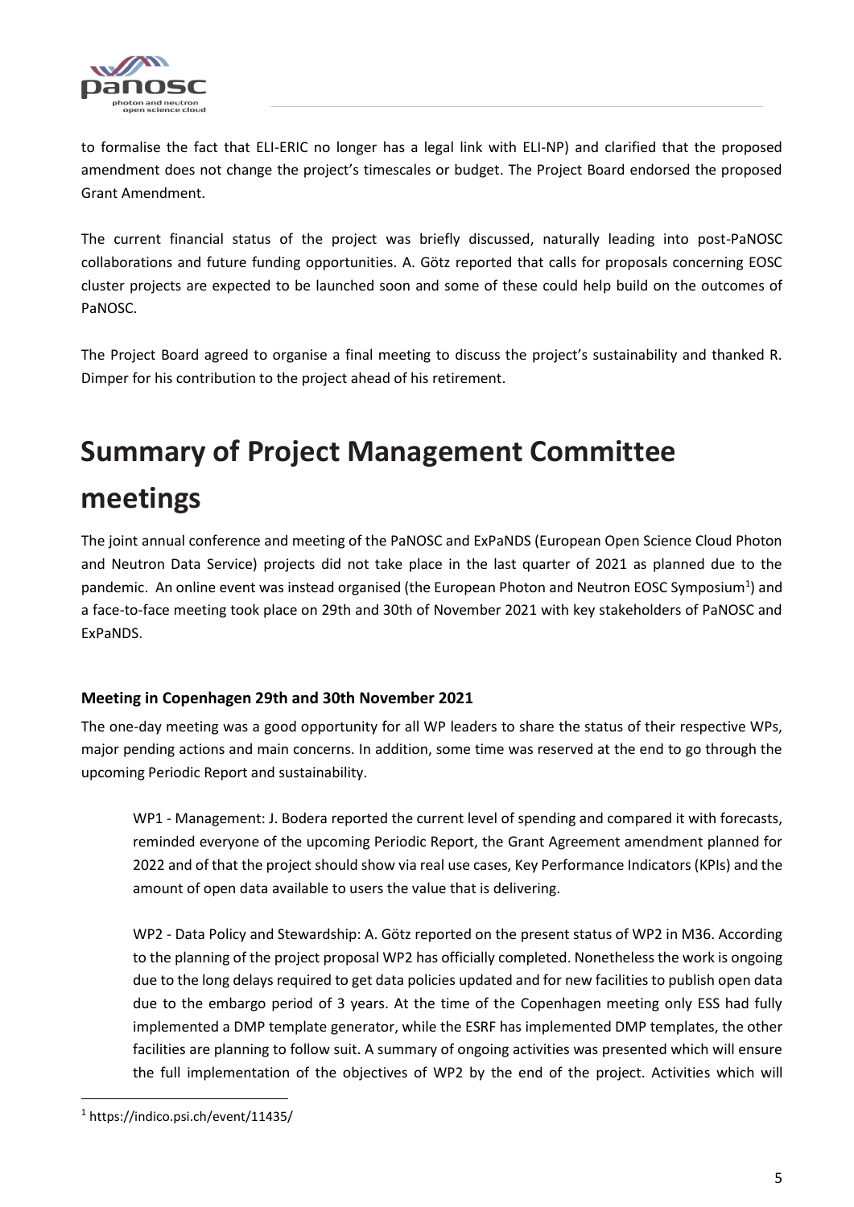to formalise the fact that ELI-ERIC no longer has a legal link with ELI-NP) and clarified that the proposed amendment does not change the project's timescales or budget. The Project Board endorsed the proposed Grant Amendment.

The current financial status of the project was briefly discussed, naturally leading into post-PaNOSC collaborations and future funding opportunities. A. Götz reported that calls for proposals concerning EOSC cluster projects are expected to be launched soon and some of these could help build on the outcomes of PaNOSC.

The Project Board agreed to organise a final meeting to discuss the project's sustainability and thanked R. Dimper for his contribution to the project ahead of his retirement.

# Summary of Project Management Committee meetings

The joint annual conference and meeting of the PaNOSC and ExPaNDS (European Open Science Cloud Photon and Neutron Data Service) projects did not take place in the last quarter of 2021 as planned due to the pandemic. An online event was instead organised (the European Photon and Neutron EOSC Symposium[1]) and a face-to-face meeting took place on 29th and 30th of November 2021 with key stakeholders of PaNOSC and ExPaNDS.

### Meeting in Copenhagen 29th and 30th November 2021

The one-day meeting was a good opportunity for all WP leaders to share the status of their respective WPs, major pending actions and main concerns. In addition, some time was reserved at the end to go through the upcoming Periodic Report and sustainability.

WP1 - Management: J. Bodera reported the current level of spending and compared it with forecasts, reminded everyone of the upcoming Periodic Report, the Grant Agreement amendment planned for 2022 and of that the project should show via real use cases, Key Performance Indicators (KPIs) and the amount of open data available to users the value that is delivering.

WP2 - Data Policy and Stewardship: A. Götz reported on the present status of WP2 in M36. According to the planning of the project proposal WP2 has officially completed. Nonetheless the work is ongoing due to the long delays required to get data policies updated and for new facilities to publish open data due to the embargo period of 3 years. At the time of the Copenhagen meeting only ESS had fully implemented a DMP template generator, while the ESRF has implemented DMP templates, the other facilities are planning to follow suit. A summary of ongoing activities was presented which will ensure the full implementation of the objectives of WP2 by the end of the project. Activities which will

[1] https://indico.psi.ch/event/11435/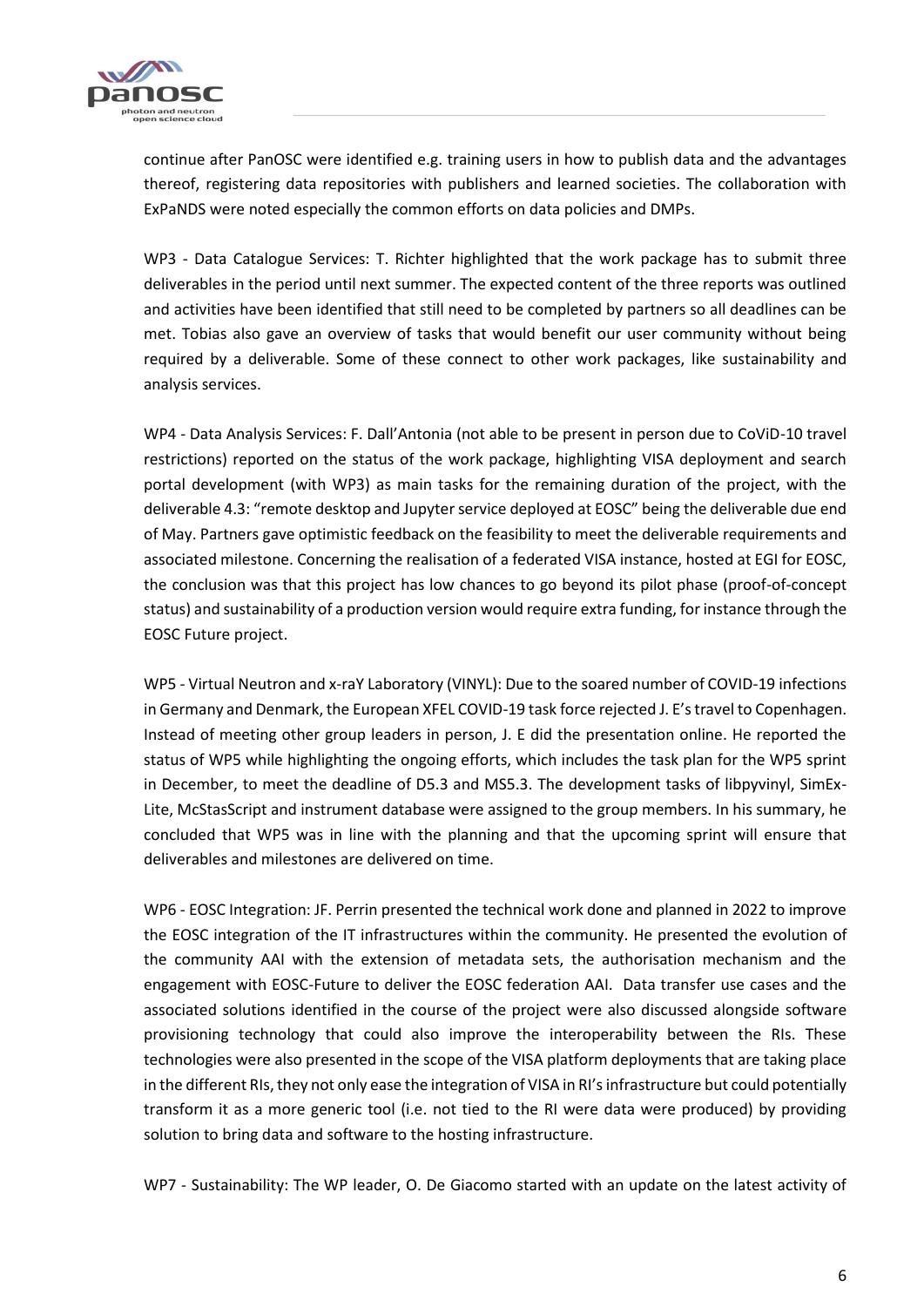continue after PanOSC were identified e.g. training users in how to publish data and the advantages thereof, registering data repositories with publishers and learned societies. The collaboration with ExPaNDS were noted especially the common efforts on data policies and DMPs.

WP3 - Data Catalogue Services: T. Richter highlighted that the work package has to submit three deliverables in the period until next summer. The expected content of the three reports was outlined and activities have been identified that still need to be completed by partners so all deadlines can be met. Tobias also gave an overview of tasks that would benefit our user community without being required by a deliverable. Some of these connect to other work packages, like sustainability and analysis services.

WP4 - Data Analysis Services: F. Dall'Antonia (not able to be present in person due to CoViD-10 travel restrictions) reported on the status of the work package, highlighting VISA deployment and search portal development (with WP3) as main tasks for the remaining duration of the project, with the deliverable 4.3: "remote desktop and Jupyter service deployed at EOSC" being the deliverable due end of May. Partners gave optimistic feedback on the feasibility to meet the deliverable requirements and associated milestone. Concerning the realisation of a federated VISA instance, hosted at EGI for EOSC, the conclusion was that this project has low chances to go beyond its pilot phase (proof-of-concept status) and sustainability of a production version would require extra funding, for instance through the EOSC Future project.

WP5 - Virtual Neutron and x-raY Laboratory (VINYL): Due to the soared number of COVID-19 infections in Germany and Denmark, the European XFEL COVID-19 task force rejected J. E's travel to Copenhagen. Instead of meeting other group leaders in person, J. E did the presentation online. He reported the status of WP5 while highlighting the ongoing efforts, which includes the task plan for the WP5 sprint in December, to meet the deadline of D5.3 and MS5.3. The development tasks of libpyvinyl, SimEx-Lite, McStasScript and instrument database were assigned to the group members. In his summary, he concluded that WP5 was in line with the planning and that the upcoming sprint will ensure that deliverables and milestones are delivered on time.

WP6 - EOSC Integration: JF. Perrin presented the technical work done and planned in 2022 to improve the EOSC integration of the IT infrastructures within the community. He presented the evolution of the community AAI with the extension of metadata sets, the authorisation mechanism and the engagement with EOSC-Future to deliver the EOSC federation AAI. Data transfer use cases and the associated solutions identified in the course of the project were also discussed alongside software provisioning technology that could also improve the interoperability between the RIs. These technologies were also presented in the scope of the VISA platform deployments that are taking place in the different RIs, they not only ease the integration of VISA in RI's infrastructure but could potentially transform it as a more generic tool (i.e. not tied to the RI were data were produced) by providing solution to bring data and software to the hosting infrastructure.

WP7 - Sustainability: The WP leader, O. De Giacomo started with an update on the latest activity of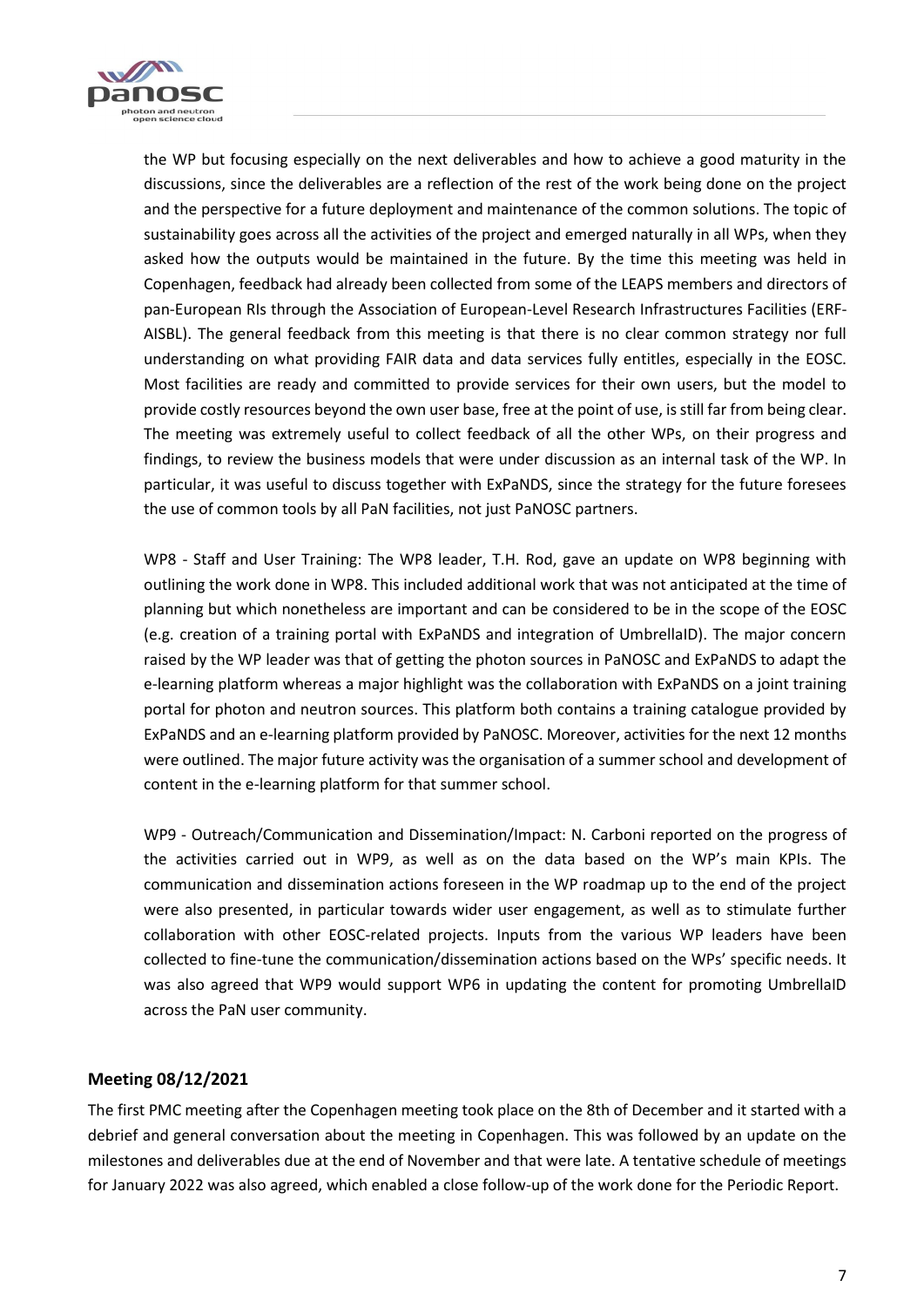the WP but focusing especially on the next deliverables and how to achieve a good maturity in the discussions, since the deliverables are a reflection of the rest of the work being done on the project and the perspective for a future deployment and maintenance of the common solutions. The topic of sustainability goes across all the activities of the project and emerged naturally in all WPs, when they asked how the outputs would be maintained in the future. By the time this meeting was held in Copenhagen, feedback had already been collected from some of the LEAPS members and directors of pan-European RIs through the Association of European-Level Research Infrastructures Facilities (ERF-AISBL). The general feedback from this meeting is that there is no clear common strategy nor full understanding on what providing FAIR data and data services fully entitles, especially in the EOSC. Most facilities are ready and committed to provide services for their own users, but the model to provide costly resources beyond the own user base, free at the point of use, is still far from being clear. The meeting was extremely useful to collect feedback of all the other WPs, on their progress and findings, to review the business models that were under discussion as an internal task of the WP. In particular, it was useful to discuss together with ExPaNDS, since the strategy for the future foresees the use of common tools by all PaN facilities, not just PaNOSC partners.

WP8 - Staff and User Training: The WP8 leader, T.H. Rod, gave an update on WP8 beginning with outlining the work done in WP8. This included additional work that was not anticipated at the time of planning but which nonetheless are important and can be considered to be in the scope of the EOSC (e.g. creation of a training portal with ExPaNDS and integration of UmbrellaID). The major concern raised by the WP leader was that of getting the photon sources in PaNOSC and ExPaNDS to adapt the e-learning platform whereas a major highlight was the collaboration with ExPaNDS on a joint training portal for photon and neutron sources. This platform both contains a training catalogue provided by ExPaNDS and an e-learning platform provided by PaNOSC. Moreover, activities for the next 12 months were outlined. The major future activity was the organisation of a summer school and development of content in the e-learning platform for that summer school.

WP9 - Outreach/Communication and Dissemination/Impact: N. Carboni reported on the progress of the activities carried out in WP9, as well as on the data based on the WP's main KPIs. The communication and dissemination actions foreseen in the WP roadmap up to the end of the project were also presented, in particular towards wider user engagement, as well as to stimulate further collaboration with other EOSC-related projects. Inputs from the various WP leaders have been collected to fine-tune the communication/dissemination actions based on the WPs' specific needs. It was also agreed that WP9 would support WP6 in updating the content for promoting UmbrellaID across the PaN user community.

**Meeting 08/12/2021**

The first PMC meeting after the Copenhagen meeting took place on the 8th of December and it started with a debrief and general conversation about the meeting in Copenhagen. This was followed by an update on the milestones and deliverables due at the end of November and that were late. A tentative schedule of meetings for January 2022 was also agreed, which enabled a close follow-up of the work done for the Periodic Report.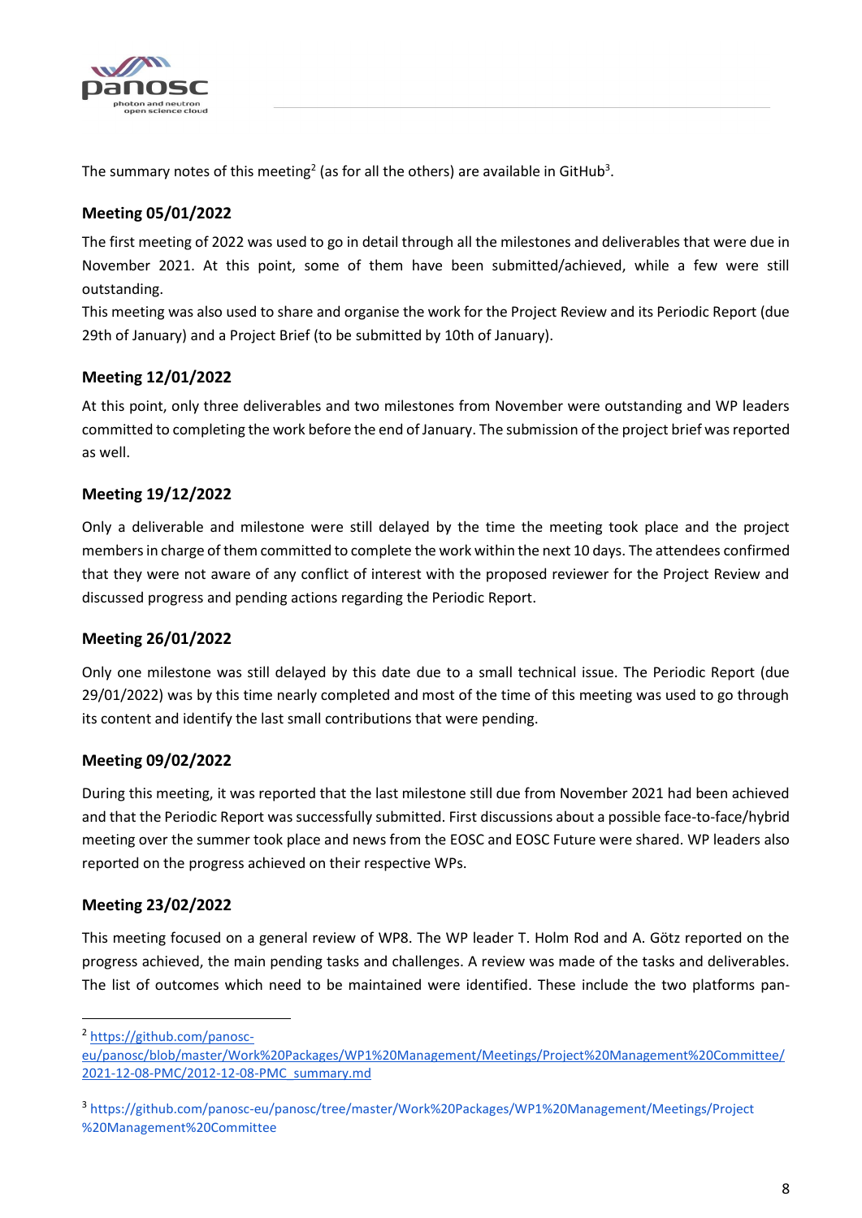The summary notes of this meeting[2] (as for all the others) are available in GitHub[3].

### Meeting 05/01/2022

The first meeting of 2022 was used to go in detail through all the milestones and deliverables that were due in November 2021. At this point, some of them have been submitted/achieved, while a few were still outstanding.

This meeting was also used to share and organise the work for the Project Review and its Periodic Report (due 29th of January) and a Project Brief (to be submitted by 10th of January).

### Meeting 12/01/2022

At this point, only three deliverables and two milestones from November were outstanding and WP leaders committed to completing the work before the end of January. The submission of the project brief was reported as well.

### Meeting 19/12/2022

Only a deliverable and milestone were still delayed by the time the meeting took place and the project members in charge of them committed to complete the work within the next 10 days. The attendees confirmed that they were not aware of any conflict of interest with the proposed reviewer for the Project Review and discussed progress and pending actions regarding the Periodic Report.

### Meeting 26/01/2022

Only one milestone was still delayed by this date due to a small technical issue. The Periodic Report (due 29/01/2022) was by this time nearly completed and most of the time of this meeting was used to go through its content and identify the last small contributions that were pending.

### Meeting 09/02/2022

During this meeting, it was reported that the last milestone still due from November 2021 had been achieved and that the Periodic Report was successfully submitted. First discussions about a possible face-to-face/hybrid meeting over the summer took place and news from the EOSC and EOSC Future were shared. WP leaders also reported on the progress achieved on their respective WPs.

### Meeting 23/02/2022

This meeting focused on a general review of WP8. The WP leader T. Holm Rod and A. Götz reported on the progress achieved, the main pending tasks and challenges. A review was made of the tasks and deliverables. The list of outcomes which need to be maintained were identified. These include the two platforms pan-

---

[2] https://github.com/panosc-eu/panosc/blob/master/Work%20Packages/WP1%20Management/Meetings/Project%20Management%20Committee/2021-12-08-PMC/2012-12-08-PMC_summary.md

[3] https://github.com/panosc-eu/panosc/tree/master/Work%20Packages/WP1%20Management/Meetings/Project%20Management%20Committee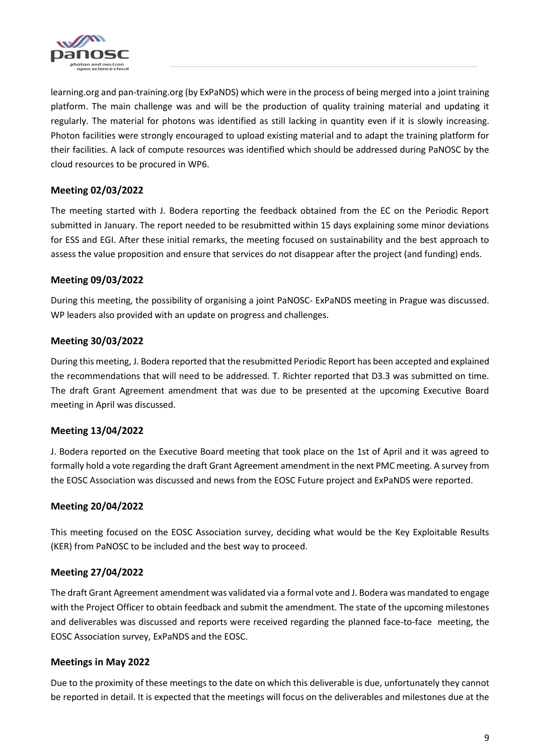learning.org and pan-training.org (by ExPaNDS) which were in the process of being merged into a joint training platform. The main challenge was and will be the production of quality training material and updating it regularly. The material for photons was identified as still lacking in quantity even if it is slowly increasing. Photon facilities were strongly encouraged to upload existing material and to adapt the training platform for their facilities. A lack of compute resources was identified which should be addressed during PaNOSC by the cloud resources to be procured in WP6.

### Meeting 02/03/2022

The meeting started with J. Bodera reporting the feedback obtained from the EC on the Periodic Report submitted in January. The report needed to be resubmitted within 15 days explaining some minor deviations for ESS and EGI. After these initial remarks, the meeting focused on sustainability and the best approach to assess the value proposition and ensure that services do not disappear after the project (and funding) ends.

### Meeting 09/03/2022

During this meeting, the possibility of organising a joint PaNOSC- ExPaNDS meeting in Prague was discussed. WP leaders also provided with an update on progress and challenges.

### Meeting 30/03/2022

During this meeting, J. Bodera reported that the resubmitted Periodic Report has been accepted and explained the recommendations that will need to be addressed. T. Richter reported that D3.3 was submitted on time. The draft Grant Agreement amendment that was due to be presented at the upcoming Executive Board meeting in April was discussed.

### Meeting 13/04/2022

J. Bodera reported on the Executive Board meeting that took place on the 1st of April and it was agreed to formally hold a vote regarding the draft Grant Agreement amendment in the next PMC meeting. A survey from the EOSC Association was discussed and news from the EOSC Future project and ExPaNDS were reported.

### Meeting 20/04/2022

This meeting focused on the EOSC Association survey, deciding what would be the Key Exploitable Results (KER) from PaNOSC to be included and the best way to proceed.

### Meeting 27/04/2022

The draft Grant Agreement amendment was validated via a formal vote and J. Bodera was mandated to engage with the Project Officer to obtain feedback and submit the amendment. The state of the upcoming milestones and deliverables was discussed and reports were received regarding the planned face-to-face meeting, the EOSC Association survey, ExPaNDS and the EOSC.

### Meetings in May 2022

Due to the proximity of these meetings to the date on which this deliverable is due, unfortunately they cannot be reported in detail. It is expected that the meetings will focus on the deliverables and milestones due at the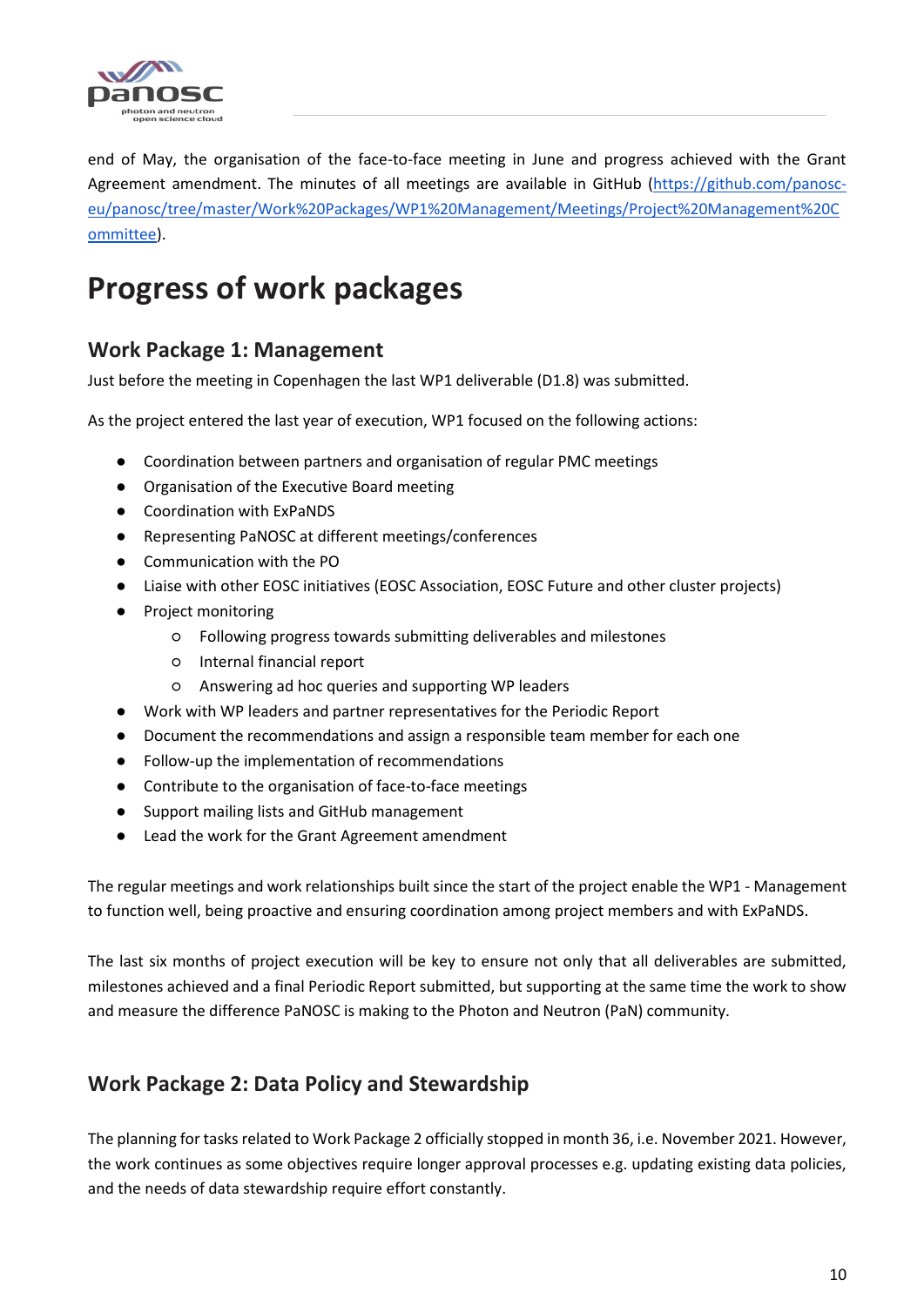end of May, the organisation of the face-to-face meeting in June and progress achieved with the Grant Agreement amendment. The minutes of all meetings are available in GitHub (https://github.com/panosc-eu/panosc/tree/master/Work%20Packages/WP1%20Management/Meetings/Project%20Management%20Committee).

# Progress of work packages

## Work Package 1: Management

Just before the meeting in Copenhagen the last WP1 deliverable (D1.8) was submitted.

As the project entered the last year of execution, WP1 focused on the following actions:

- Coordination between partners and organisation of regular PMC meetings
- Organisation of the Executive Board meeting
- Coordination with ExPaNDS
- Representing PaNOSC at different meetings/conferences
- Communication with the PO
- Liaise with other EOSC initiatives (EOSC Association, EOSC Future and other cluster projects)
- Project monitoring
  - Following progress towards submitting deliverables and milestones
  - Internal financial report
  - Answering ad hoc queries and supporting WP leaders
- Work with WP leaders and partner representatives for the Periodic Report
- Document the recommendations and assign a responsible team member for each one
- Follow-up the implementation of recommendations
- Contribute to the organisation of face-to-face meetings
- Support mailing lists and GitHub management
- Lead the work for the Grant Agreement amendment

The regular meetings and work relationships built since the start of the project enable the WP1 - Management to function well, being proactive and ensuring coordination among project members and with ExPaNDS.

The last six months of project execution will be key to ensure not only that all deliverables are submitted, milestones achieved and a final Periodic Report submitted, but supporting at the same time the work to show and measure the difference PaNOSC is making to the Photon and Neutron (PaN) community.

## Work Package 2: Data Policy and Stewardship

The planning for tasks related to Work Package 2 officially stopped in month 36, i.e. November 2021. However, the work continues as some objectives require longer approval processes e.g. updating existing data policies, and the needs of data stewardship require effort constantly.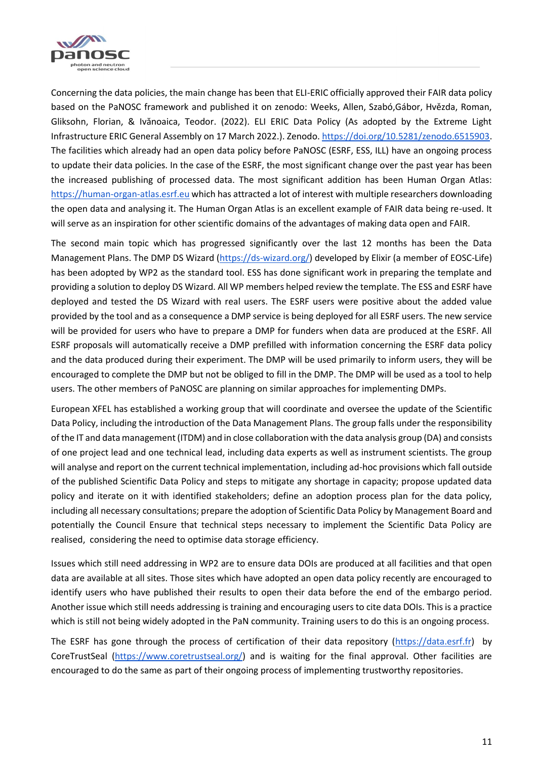Concerning the data policies, the main change has been that ELI-ERIC officially approved their FAIR data policy based on the PaNOSC framework and published it on zenodo: Weeks, Allen, Szabó,Gábor, Hvězda, Roman, Gliksohn, Florian, & Ivănoaica, Teodor. (2022). ELI ERIC Data Policy (As adopted by the Extreme Light Infrastructure ERIC General Assembly on 17 March 2022.). Zenodo. https://doi.org/10.5281/zenodo.6515903. The facilities which already had an open data policy before PaNOSC (ESRF, ESS, ILL) have an ongoing process to update their data policies. In the case of the ESRF, the most significant change over the past year has been the increased publishing of processed data. The most significant addition has been Human Organ Atlas: https://human-organ-atlas.esrf.eu which has attracted a lot of interest with multiple researchers downloading the open data and analysing it. The Human Organ Atlas is an excellent example of FAIR data being re-used. It will serve as an inspiration for other scientific domains of the advantages of making data open and FAIR.

The second main topic which has progressed significantly over the last 12 months has been the Data Management Plans. The DMP DS Wizard (https://ds-wizard.org/) developed by Elixir (a member of EOSC-Life) has been adopted by WP2 as the standard tool. ESS has done significant work in preparing the template and providing a solution to deploy DS Wizard. All WP members helped review the template. The ESS and ESRF have deployed and tested the DS Wizard with real users. The ESRF users were positive about the added value provided by the tool and as a consequence a DMP service is being deployed for all ESRF users. The new service will be provided for users who have to prepare a DMP for funders when data are produced at the ESRF. All ESRF proposals will automatically receive a DMP prefilled with information concerning the ESRF data policy and the data produced during their experiment. The DMP will be used primarily to inform users, they will be encouraged to complete the DMP but not be obliged to fill in the DMP. The DMP will be used as a tool to help users. The other members of PaNOSC are planning on similar approaches for implementing DMPs.

European XFEL has established a working group that will coordinate and oversee the update of the Scientific Data Policy, including the introduction of the Data Management Plans. The group falls under the responsibility of the IT and data management (ITDM) and in close collaboration with the data analysis group (DA) and consists of one project lead and one technical lead, including data experts as well as instrument scientists. The group will analyse and report on the current technical implementation, including ad-hoc provisions which fall outside of the published Scientific Data Policy and steps to mitigate any shortage in capacity; propose updated data policy and iterate on it with identified stakeholders; define an adoption process plan for the data policy, including all necessary consultations; prepare the adoption of Scientific Data Policy by Management Board and potentially the Council Ensure that technical steps necessary to implement the Scientific Data Policy are realised, considering the need to optimise data storage efficiency.

Issues which still need addressing in WP2 are to ensure data DOIs are produced at all facilities and that open data are available at all sites. Those sites which have adopted an open data policy recently are encouraged to identify users who have published their results to open their data before the end of the embargo period. Another issue which still needs addressing is training and encouraging users to cite data DOIs. This is a practice which is still not being widely adopted in the PaN community. Training users to do this is an ongoing process.

The ESRF has gone through the process of certification of their data repository (https://data.esrf.fr) by CoreTrustSeal (https://www.coretrustseal.org/) and is waiting for the final approval. Other facilities are encouraged to do the same as part of their ongoing process of implementing trustworthy repositories.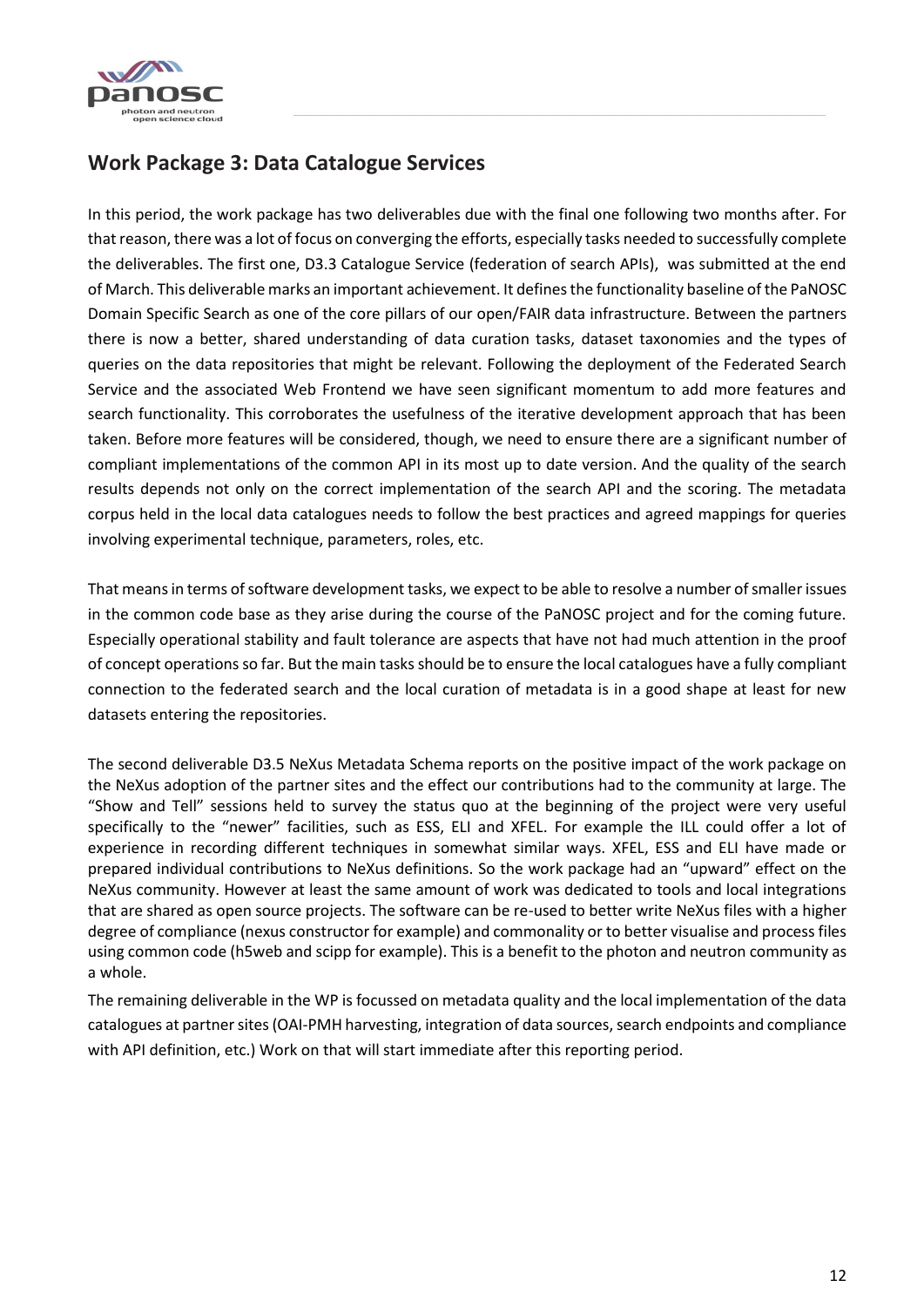## Work Package 3: Data Catalogue Services

In this period, the work package has two deliverables due with the final one following two months after. For that reason, there was a lot of focus on converging the efforts, especially tasks needed to successfully complete the deliverables. The first one, D3.3 Catalogue Service (federation of search APIs), was submitted at the end of March. This deliverable marks an important achievement. It defines the functionality baseline of the PaNOSC Domain Specific Search as one of the core pillars of our open/FAIR data infrastructure. Between the partners there is now a better, shared understanding of data curation tasks, dataset taxonomies and the types of queries on the data repositories that might be relevant. Following the deployment of the Federated Search Service and the associated Web Frontend we have seen significant momentum to add more features and search functionality. This corroborates the usefulness of the iterative development approach that has been taken. Before more features will be considered, though, we need to ensure there are a significant number of compliant implementations of the common API in its most up to date version. And the quality of the search results depends not only on the correct implementation of the search API and the scoring. The metadata corpus held in the local data catalogues needs to follow the best practices and agreed mappings for queries involving experimental technique, parameters, roles, etc.

That means in terms of software development tasks, we expect to be able to resolve a number of smaller issues in the common code base as they arise during the course of the PaNOSC project and for the coming future. Especially operational stability and fault tolerance are aspects that have not had much attention in the proof of concept operations so far. But the main tasks should be to ensure the local catalogues have a fully compliant connection to the federated search and the local curation of metadata is in a good shape at least for new datasets entering the repositories.

The second deliverable D3.5 NeXus Metadata Schema reports on the positive impact of the work package on the NeXus adoption of the partner sites and the effect our contributions had to the community at large. The "Show and Tell" sessions held to survey the status quo at the beginning of the project were very useful specifically to the "newer" facilities, such as ESS, ELI and XFEL. For example the ILL could offer a lot of experience in recording different techniques in somewhat similar ways. XFEL, ESS and ELI have made or prepared individual contributions to NeXus definitions. So the work package had an "upward" effect on the NeXus community. However at least the same amount of work was dedicated to tools and local integrations that are shared as open source projects. The software can be re-used to better write NeXus files with a higher degree of compliance (nexus constructor for example) and commonality or to better visualise and process files using common code (h5web and scipp for example). This is a benefit to the photon and neutron community as a whole.

The remaining deliverable in the WP is focussed on metadata quality and the local implementation of the data catalogues at partner sites (OAI-PMH harvesting, integration of data sources, search endpoints and compliance with API definition, etc.) Work on that will start immediate after this reporting period.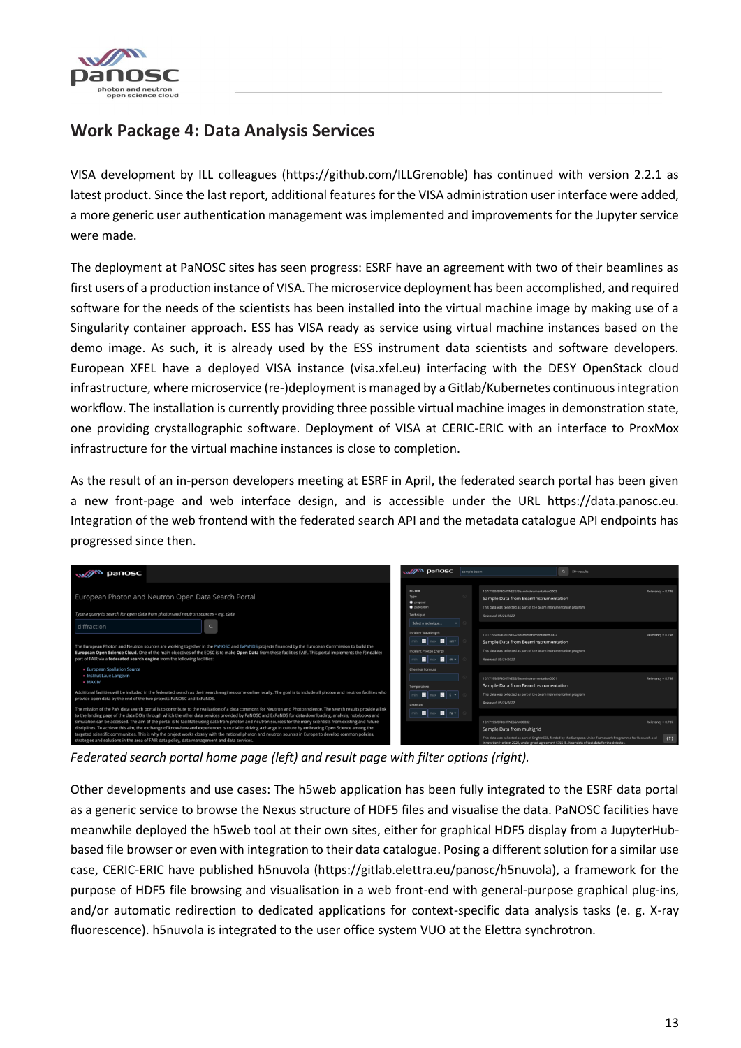## Work Package 4: Data Analysis Services

VISA development by ILL colleagues (https://github.com/ILLGrenoble) has continued with version 2.2.1 as latest product. Since the last report, additional features for the VISA administration user interface were added, a more generic user authentication management was implemented and improvements for the Jupyter service were made.

The deployment at PaNOSC sites has seen progress: ESRF have an agreement with two of their beamlines as first users of a production instance of VISA. The microservice deployment has been accomplished, and required software for the needs of the scientists has been installed into the virtual machine image by making use of a Singularity container approach. ESS has VISA ready as service using virtual machine instances based on the demo image. As such, it is already used by the ESS instrument data scientists and software developers. European XFEL have a deployed VISA instance (visa.xfel.eu) interfacing with the DESY OpenStack cloud infrastructure, where microservice (re-)deployment is managed by a Gitlab/Kubernetes continuous integration workflow. The installation is currently providing three possible virtual machine images in demonstration state, one providing crystallographic software. Deployment of VISA at CERIC-ERIC with an interface to ProxMox infrastructure for the virtual machine instances is close to completion.

As the result of an in-person developers meeting at ESRF in April, the federated search portal has been given a new front-page and web interface design, and is accessible under the URL https://data.panosc.eu. Integration of the web frontend with the federated search API and the metadata catalogue API endpoints has progressed since then.

*Federated search portal home page (left) and result page with filter options (right).*

Other developments and use cases: The h5web application has been fully integrated to the ESRF data portal as a generic service to browse the Nexus structure of HDF5 files and visualise the data. PaNOSC facilities have meanwhile deployed the h5web tool at their own sites, either for graphical HDF5 display from a JupyterHub-based file browser or even with integration to their data catalogue. Posing a different solution for a similar use case, CERIC-ERIC have published h5nuvola (https://gitlab.elettra.eu/panosc/h5nuvola), a framework for the purpose of HDF5 file browsing and visualisation in a web front-end with general-purpose graphical plug-ins, and/or automatic redirection to dedicated applications for context-specific data analysis tasks (e. g. X-ray fluorescence). h5nuvola is integrated to the user office system VUO at the Elettra synchrotron.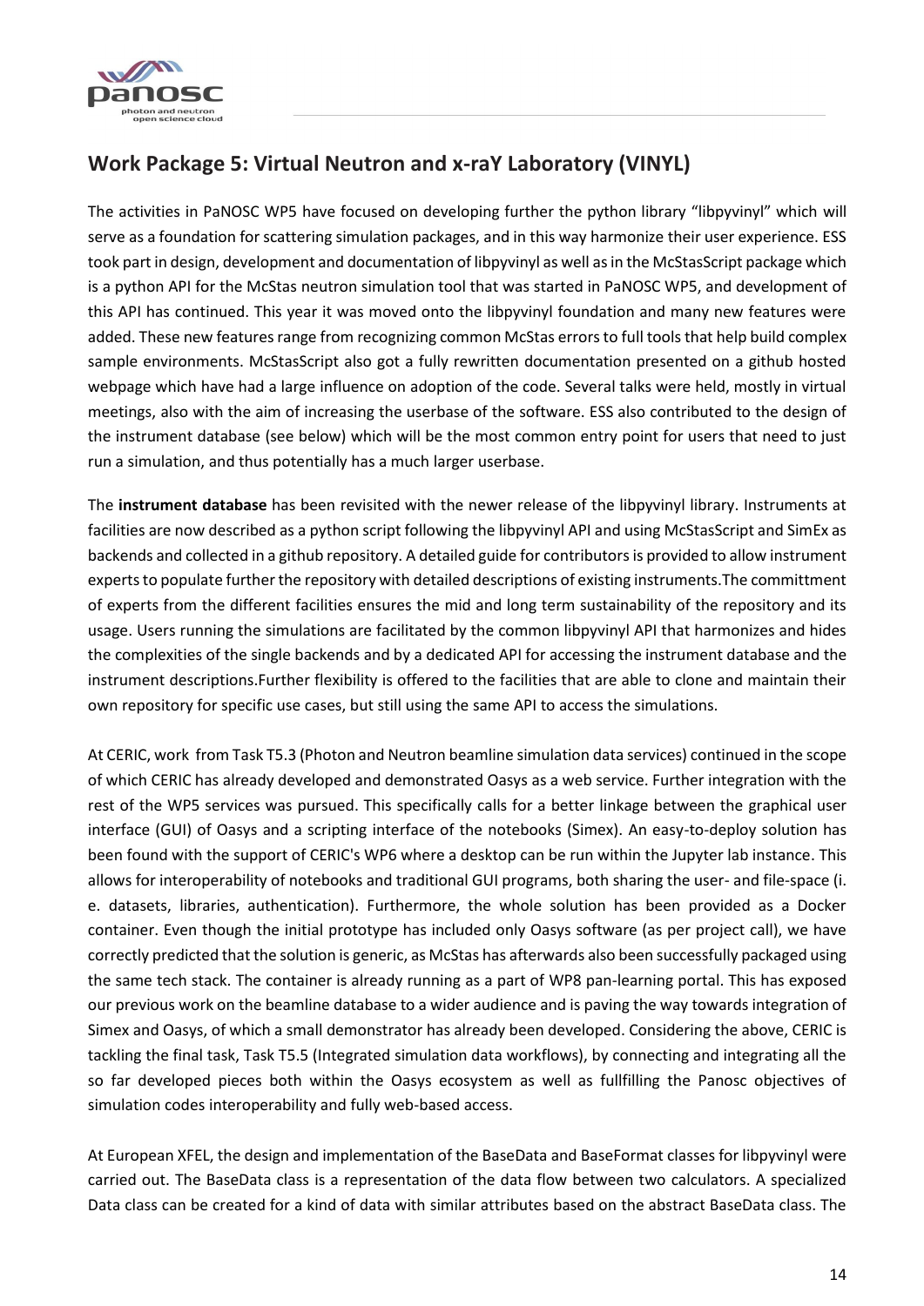## Work Package 5: Virtual Neutron and x-raY Laboratory (VINYL)

The activities in PaNOSC WP5 have focused on developing further the python library "libpyvinyl" which will serve as a foundation for scattering simulation packages, and in this way harmonize their user experience. ESS took part in design, development and documentation of libpyvinyl as well as in the McStasScript package which is a python API for the McStas neutron simulation tool that was started in PaNOSC WP5, and development of this API has continued. This year it was moved onto the libpyvinyl foundation and many new features were added. These new features range from recognizing common McStas errors to full tools that help build complex sample environments. McStasScript also got a fully rewritten documentation presented on a github hosted webpage which have had a large influence on adoption of the code. Several talks were held, mostly in virtual meetings, also with the aim of increasing the userbase of the software. ESS also contributed to the design of the instrument database (see below) which will be the most common entry point for users that need to just run a simulation, and thus potentially has a much larger userbase.

The **instrument database** has been revisited with the newer release of the libpyvinyl library. Instruments at facilities are now described as a python script following the libpyvinyl API and using McStasScript and SimEx as backends and collected in a github repository. A detailed guide for contributors is provided to allow instrument experts to populate further the repository with detailed descriptions of existing instruments.The committment of experts from the different facilities ensures the mid and long term sustainability of the repository and its usage. Users running the simulations are facilitated by the common libpyvinyl API that harmonizes and hides the complexities of the single backends and by a dedicated API for accessing the instrument database and the instrument descriptions.Further flexibility is offered to the facilities that are able to clone and maintain their own repository for specific use cases, but still using the same API to access the simulations.

At CERIC, work from Task T5.3 (Photon and Neutron beamline simulation data services) continued in the scope of which CERIC has already developed and demonstrated Oasys as a web service. Further integration with the rest of the WP5 services was pursued. This specifically calls for a better linkage between the graphical user interface (GUI) of Oasys and a scripting interface of the notebooks (Simex). An easy-to-deploy solution has been found with the support of CERIC's WP6 where a desktop can be run within the Jupyter lab instance. This allows for interoperability of notebooks and traditional GUI programs, both sharing the user- and file-space (i. e. datasets, libraries, authentication). Furthermore, the whole solution has been provided as a Docker container. Even though the initial prototype has included only Oasys software (as per project call), we have correctly predicted that the solution is generic, as McStas has afterwards also been successfully packaged using the same tech stack. The container is already running as a part of WP8 pan-learning portal. This has exposed our previous work on the beamline database to a wider audience and is paving the way towards integration of Simex and Oasys, of which a small demonstrator has already been developed. Considering the above, CERIC is tackling the final task, Task T5.5 (Integrated simulation data workflows), by connecting and integrating all the so far developed pieces both within the Oasys ecosystem as well as fullfilling the Panosc objectives of simulation codes interoperability and fully web-based access.

At European XFEL, the design and implementation of the BaseData and BaseFormat classes for libpyvinyl were carried out. The BaseData class is a representation of the data flow between two calculators. A specialized Data class can be created for a kind of data with similar attributes based on the abstract BaseData class. The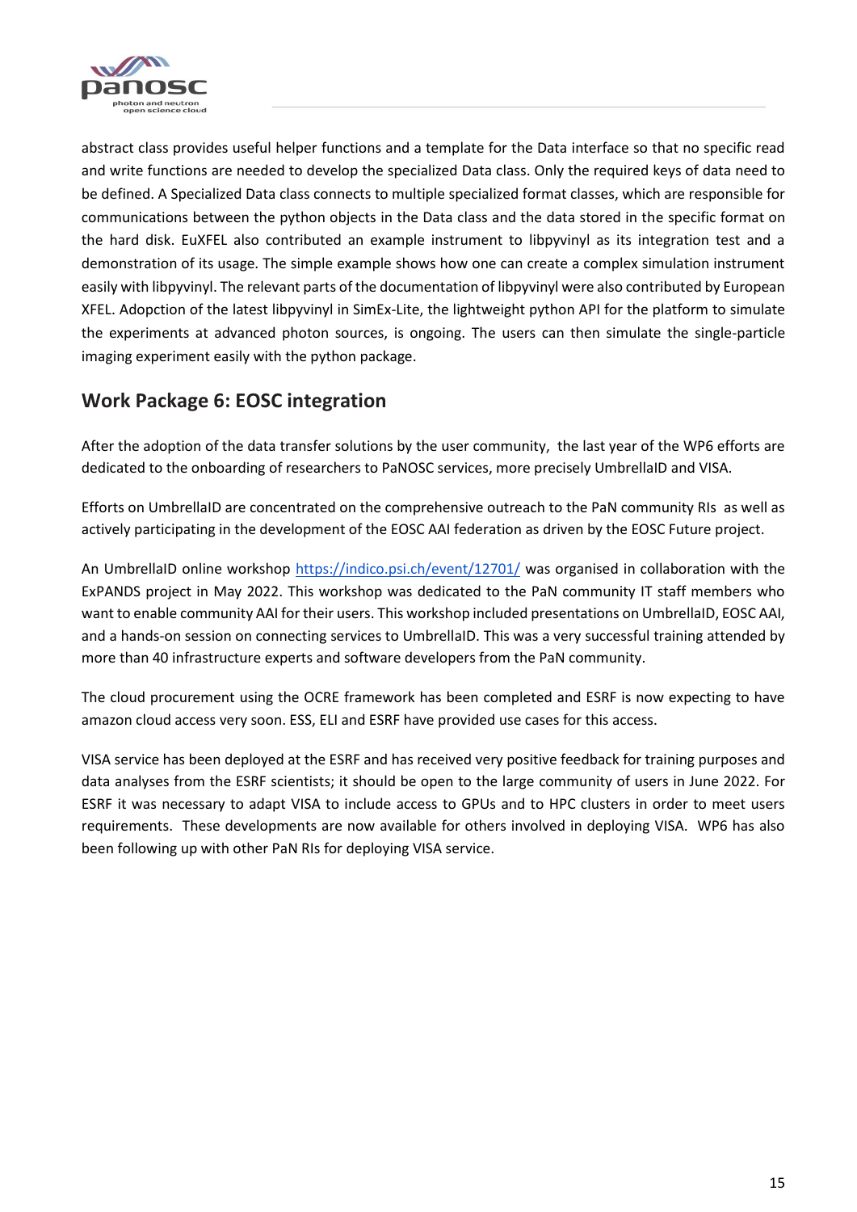abstract class provides useful helper functions and a template for the Data interface so that no specific read and write functions are needed to develop the specialized Data class. Only the required keys of data need to be defined. A Specialized Data class connects to multiple specialized format classes, which are responsible for communications between the python objects in the Data class and the data stored in the specific format on the hard disk. EuXFEL also contributed an example instrument to libpyvinyl as its integration test and a demonstration of its usage. The simple example shows how one can create a complex simulation instrument easily with libpyvinyl. The relevant parts of the documentation of libpyvinyl were also contributed by European XFEL. Adopction of the latest libpyvinyl in SimEx-Lite, the lightweight python API for the platform to simulate the experiments at advanced photon sources, is ongoing. The users can then simulate the single-particle imaging experiment easily with the python package.

## Work Package 6: EOSC integration

After the adoption of the data transfer solutions by the user community, the last year of the WP6 efforts are dedicated to the onboarding of researchers to PaNOSC services, more precisely UmbrellaID and VISA.

Efforts on UmbrellaID are concentrated on the comprehensive outreach to the PaN community RIs as well as actively participating in the development of the EOSC AAI federation as driven by the EOSC Future project.

An UmbrellaID online workshop https://indico.psi.ch/event/12701/ was organised in collaboration with the ExPANDS project in May 2022. This workshop was dedicated to the PaN community IT staff members who want to enable community AAI for their users. This workshop included presentations on UmbrellaID, EOSC AAI, and a hands-on session on connecting services to UmbrellaID. This was a very successful training attended by more than 40 infrastructure experts and software developers from the PaN community.

The cloud procurement using the OCRE framework has been completed and ESRF is now expecting to have amazon cloud access very soon. ESS, ELI and ESRF have provided use cases for this access.

VISA service has been deployed at the ESRF and has received very positive feedback for training purposes and data analyses from the ESRF scientists; it should be open to the large community of users in June 2022. For ESRF it was necessary to adapt VISA to include access to GPUs and to HPC clusters in order to meet users requirements. These developments are now available for others involved in deploying VISA. WP6 has also been following up with other PaN RIs for deploying VISA service.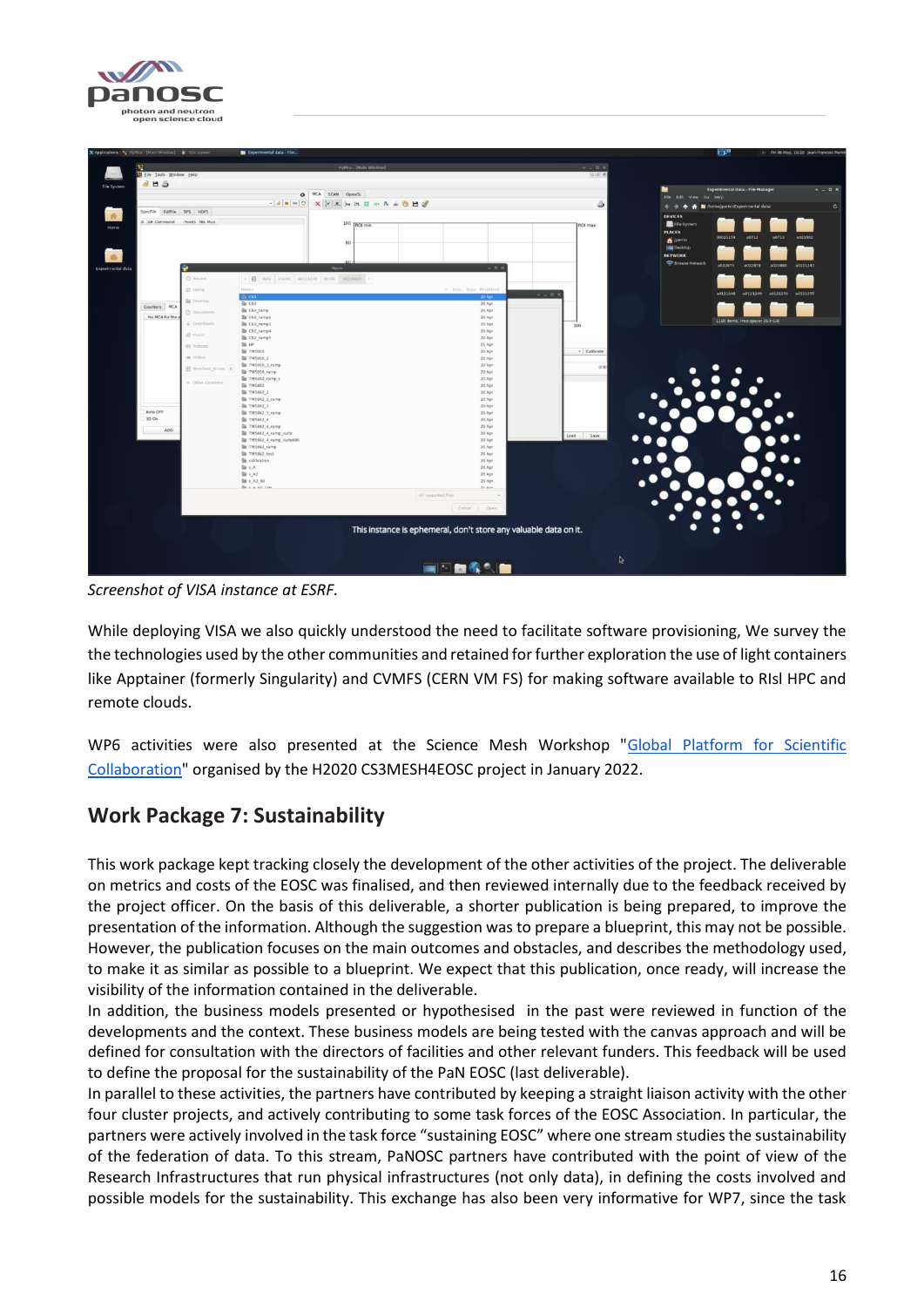*Screenshot of VISA instance at ESRF.*

While deploying VISA we also quickly understood the need to facilitate software provisioning, We survey the the technologies used by the other communities and retained for further exploration the use of light containers like Apptainer (formerly Singularity) and CVMFS (CERN VM FS) for making software available to RIsl HPC and remote clouds.

WP6 activities were also presented at the Science Mesh Workshop "Global Platform for Scientific Collaboration" organised by the H2020 CS3MESH4EOSC project in January 2022.

## Work Package 7: Sustainability

This work package kept tracking closely the development of the other activities of the project. The deliverable on metrics and costs of the EOSC was finalised, and then reviewed internally due to the feedback received by the project officer. On the basis of this deliverable, a shorter publication is being prepared, to improve the presentation of the information. Although the suggestion was to prepare a blueprint, this may not be possible. However, the publication focuses on the main outcomes and obstacles, and describes the methodology used, to make it as similar as possible to a blueprint. We expect that this publication, once ready, will increase the visibility of the information contained in the deliverable.
In addition, the business models presented or hypothesised in the past were reviewed in function of the developments and the context. These business models are being tested with the canvas approach and will be defined for consultation with the directors of facilities and other relevant funders. This feedback will be used to define the proposal for the sustainability of the PaN EOSC (last deliverable).
In parallel to these activities, the partners have contributed by keeping a straight liaison activity with the other four cluster projects, and actively contributing to some task forces of the EOSC Association. In particular, the partners were actively involved in the task force "sustaining EOSC" where one stream studies the sustainability of the federation of data. To this stream, PaNOSC partners have contributed with the point of view of the Research Infrastructures that run physical infrastructures (not only data), in defining the costs involved and possible models for the sustainability. This exchange has also been very informative for WP7, since the task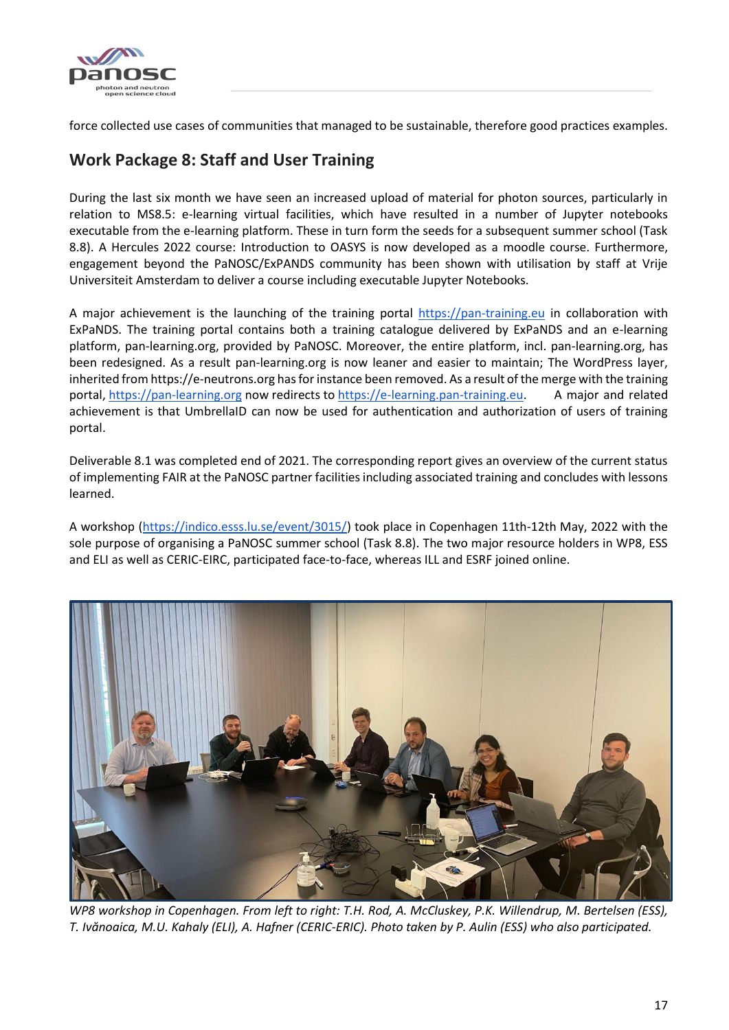force collected use cases of communities that managed to be sustainable, therefore good practices examples.

## Work Package 8: Staff and User Training

During the last six month we have seen an increased upload of material for photon sources, particularly in relation to MS8.5: e-learning virtual facilities, which have resulted in a number of Jupyter notebooks executable from the e-learning platform. These in turn form the seeds for a subsequent summer school (Task 8.8). A Hercules 2022 course: Introduction to OASYS is now developed as a moodle course. Furthermore, engagement beyond the PaNOSC/ExPANDS community has been shown with utilisation by staff at Vrije Universiteit Amsterdam to deliver a course including executable Jupyter Notebooks.

A major achievement is the launching of the training portal https://pan-training.eu in collaboration with ExPaNDS. The training portal contains both a training catalogue delivered by ExPaNDS and an e-learning platform, pan-learning.org, provided by PaNOSC. Moreover, the entire platform, incl. pan-learning.org, has been redesigned. As a result pan-learning.org is now leaner and easier to maintain; The WordPress layer, inherited from https://e-neutrons.org has for instance been removed. As a result of the merge with the training portal, https://pan-learning.org now redirects to https://e-learning.pan-training.eu. A major and related achievement is that UmbrellaID can now be used for authentication and authorization of users of training portal.

Deliverable 8.1 was completed end of 2021. The corresponding report gives an overview of the current status of implementing FAIR at the PaNOSC partner facilities including associated training and concludes with lessons learned.

A workshop (https://indico.esss.lu.se/event/3015/) took place in Copenhagen 11th-12th May, 2022 with the sole purpose of organising a PaNOSC summer school (Task 8.8). The two major resource holders in WP8, ESS and ELI as well as CERIC-EIRC, participated face-to-face, whereas ILL and ESRF joined online.

*WP8 workshop in Copenhagen. From left to right: T.H. Rod, A. McCluskey, P.K. Willendrup, M. Bertelsen (ESS), T. Ivănoaica, M.U. Kahaly (ELI), A. Hafner (CERIC-ERIC). Photo taken by P. Aulin (ESS) who also participated.*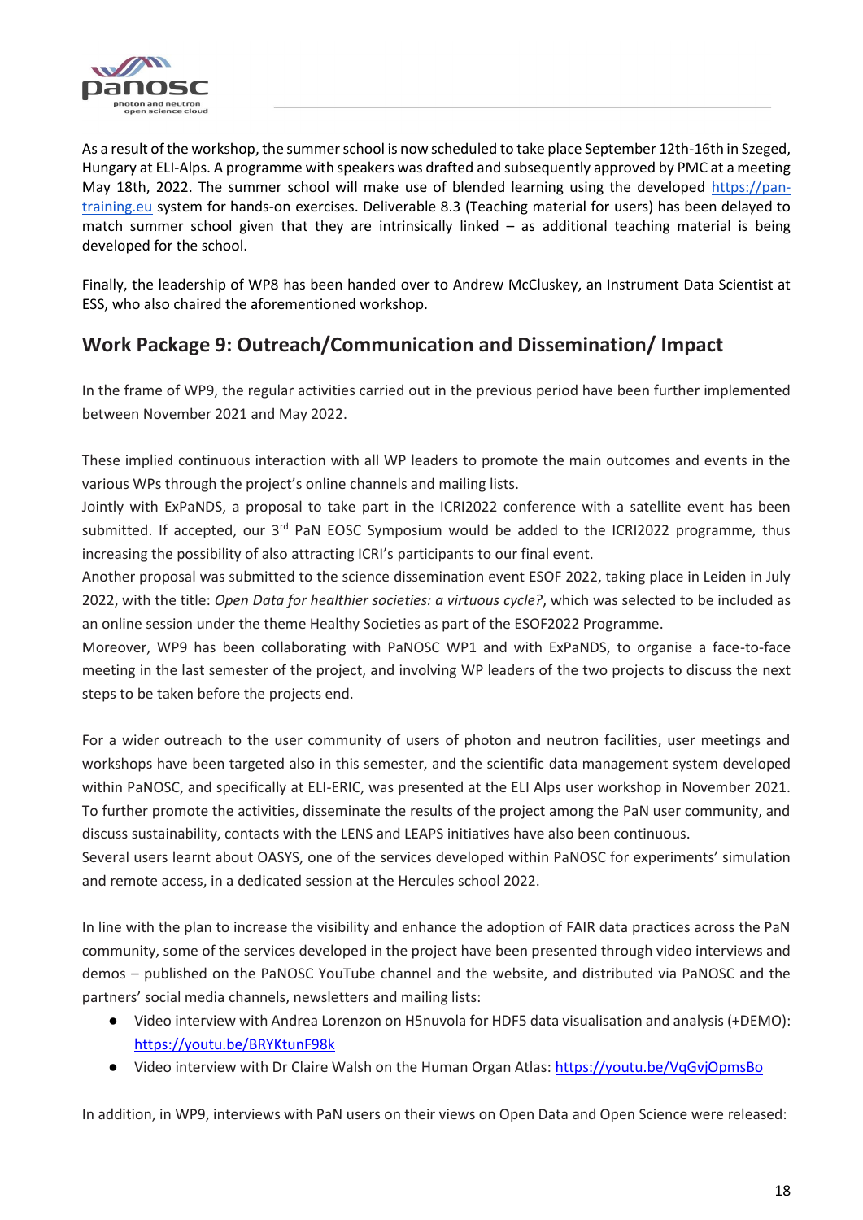As a result of the workshop, the summer school is now scheduled to take place September 12th-16th in Szeged, Hungary at ELI-Alps. A programme with speakers was drafted and subsequently approved by PMC at a meeting May 18th, 2022. The summer school will make use of blended learning using the developed [https://pan-training.eu](https://pan-training.eu) system for hands-on exercises. Deliverable 8.3 (Teaching material for users) has been delayed to match summer school given that they are intrinsically linked – as additional teaching material is being developed for the school.

Finally, the leadership of WP8 has been handed over to Andrew McCluskey, an Instrument Data Scientist at ESS, who also chaired the aforementioned workshop.

## Work Package 9: Outreach/Communication and Dissemination/ Impact

In the frame of WP9, the regular activities carried out in the previous period have been further implemented between November 2021 and May 2022.

These implied continuous interaction with all WP leaders to promote the main outcomes and events in the various WPs through the project's online channels and mailing lists.

Jointly with ExPaNDS, a proposal to take part in the ICRI2022 conference with a satellite event has been submitted. If accepted, our 3rd PaN EOSC Symposium would be added to the ICRI2022 programme, thus increasing the possibility of also attracting ICRI's participants to our final event.

Another proposal was submitted to the science dissemination event ESOF 2022, taking place in Leiden in July 2022, with the title: *Open Data for healthier societies: a virtuous cycle?*, which was selected to be included as an online session under the theme Healthy Societies as part of the ESOF2022 Programme.

Moreover, WP9 has been collaborating with PaNOSC WP1 and with ExPaNDS, to organise a face-to-face meeting in the last semester of the project, and involving WP leaders of the two projects to discuss the next steps to be taken before the projects end.

For a wider outreach to the user community of users of photon and neutron facilities, user meetings and workshops have been targeted also in this semester, and the scientific data management system developed within PaNOSC, and specifically at ELI-ERIC, was presented at the ELI Alps user workshop in November 2021.

To further promote the activities, disseminate the results of the project among the PaN user community, and discuss sustainability, contacts with the LENS and LEAPS initiatives have also been continuous.

Several users learnt about OASYS, one of the services developed within PaNOSC for experiments' simulation and remote access, in a dedicated session at the Hercules school 2022.

In line with the plan to increase the visibility and enhance the adoption of FAIR data practices across the PaN community, some of the services developed in the project have been presented through video interviews and demos – published on the PaNOSC YouTube channel and the website, and distributed via PaNOSC and the partners' social media channels, newsletters and mailing lists:

- Video interview with Andrea Lorenzon on H5nuvola for HDF5 data visualisation and analysis (+DEMO): [https://youtu.be/BRYKtunF98k](https://youtu.be/BRYKtunF98k)
- Video interview with Dr Claire Walsh on the Human Organ Atlas: [https://youtu.be/VqGvjOpmsBo](https://youtu.be/VqGvjOpmsBo)

In addition, in WP9, interviews with PaN users on their views on Open Data and Open Science were released: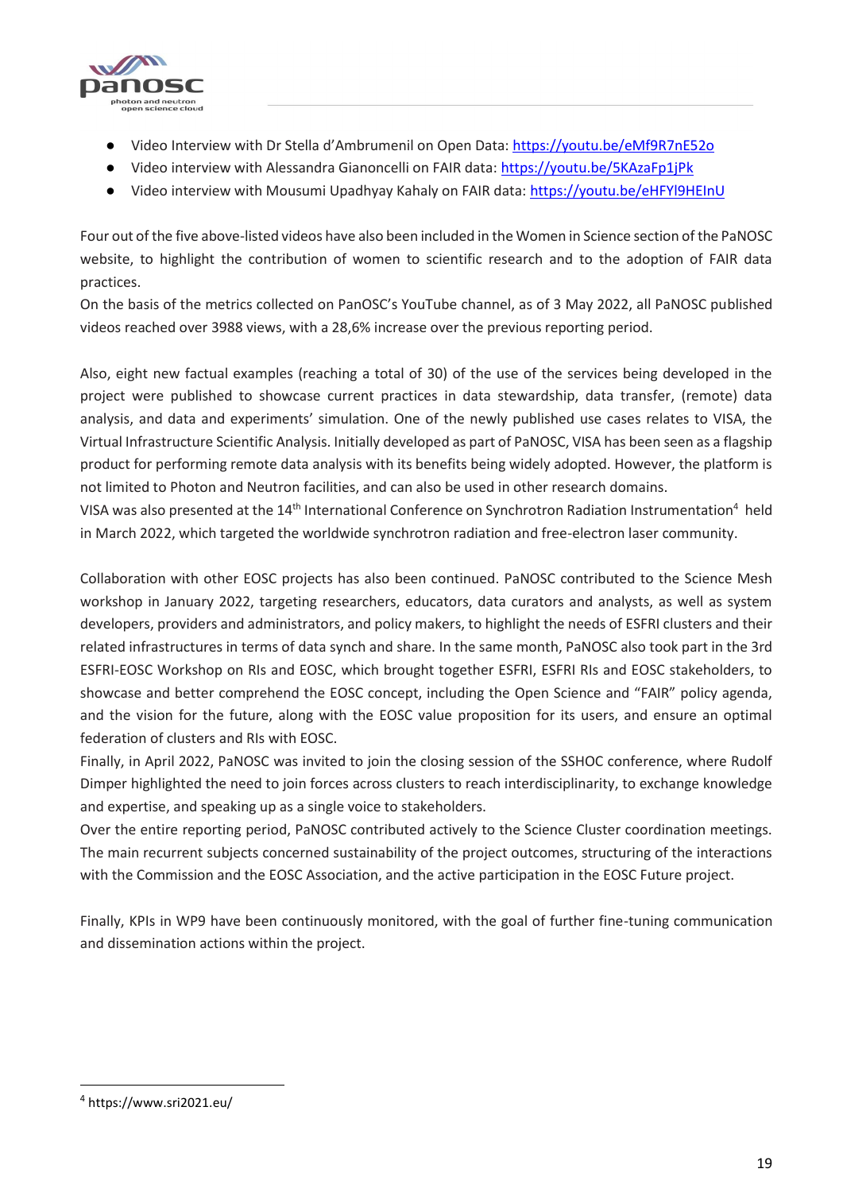- Video Interview with Dr Stella d'Ambrumenil on Open Data: https://youtu.be/eMf9R7nE52o
- Video interview with Alessandra Gianoncelli on FAIR data: https://youtu.be/5KAzaFp1jPk
- Video interview with Mousumi Upadhyay Kahaly on FAIR data: https://youtu.be/eHFYl9HEInU

Four out of the five above-listed videos have also been included in the Women in Science section of the PaNOSC website, to highlight the contribution of women to scientific research and to the adoption of FAIR data practices.
On the basis of the metrics collected on PanOSC's YouTube channel, as of 3 May 2022, all PaNOSC published videos reached over 3988 views, with a 28,6% increase over the previous reporting period.

Also, eight new factual examples (reaching a total of 30) of the use of the services being developed in the project were published to showcase current practices in data stewardship, data transfer, (remote) data analysis, and data and experiments' simulation. One of the newly published use cases relates to VISA, the Virtual Infrastructure Scientific Analysis. Initially developed as part of PaNOSC, VISA has been seen as a flagship product for performing remote data analysis with its benefits being widely adopted. However, the platform is not limited to Photon and Neutron facilities, and can also be used in other research domains.
VISA was also presented at the 14th International Conference on Synchrotron Radiation Instrumentation[4] held in March 2022, which targeted the worldwide synchrotron radiation and free-electron laser community.

Collaboration with other EOSC projects has also been continued. PaNOSC contributed to the Science Mesh workshop in January 2022, targeting researchers, educators, data curators and analysts, as well as system developers, providers and administrators, and policy makers, to highlight the needs of ESFRI clusters and their related infrastructures in terms of data synch and share. In the same month, PaNOSC also took part in the 3rd ESFRI-EOSC Workshop on RIs and EOSC, which brought together ESFRI, ESFRI RIs and EOSC stakeholders, to showcase and better comprehend the EOSC concept, including the Open Science and "FAIR" policy agenda, and the vision for the future, along with the EOSC value proposition for its users, and ensure an optimal federation of clusters and RIs with EOSC.
Finally, in April 2022, PaNOSC was invited to join the closing session of the SSHOC conference, where Rudolf Dimper highlighted the need to join forces across clusters to reach interdisciplinarity, to exchange knowledge and expertise, and speaking up as a single voice to stakeholders.
Over the entire reporting period, PaNOSC contributed actively to the Science Cluster coordination meetings. The main recurrent subjects concerned sustainability of the project outcomes, structuring of the interactions with the Commission and the EOSC Association, and the active participation in the EOSC Future project.

Finally, KPIs in WP9 have been continuously monitored, with the goal of further fine-tuning communication and dissemination actions within the project.

[4] https://www.sri2021.eu/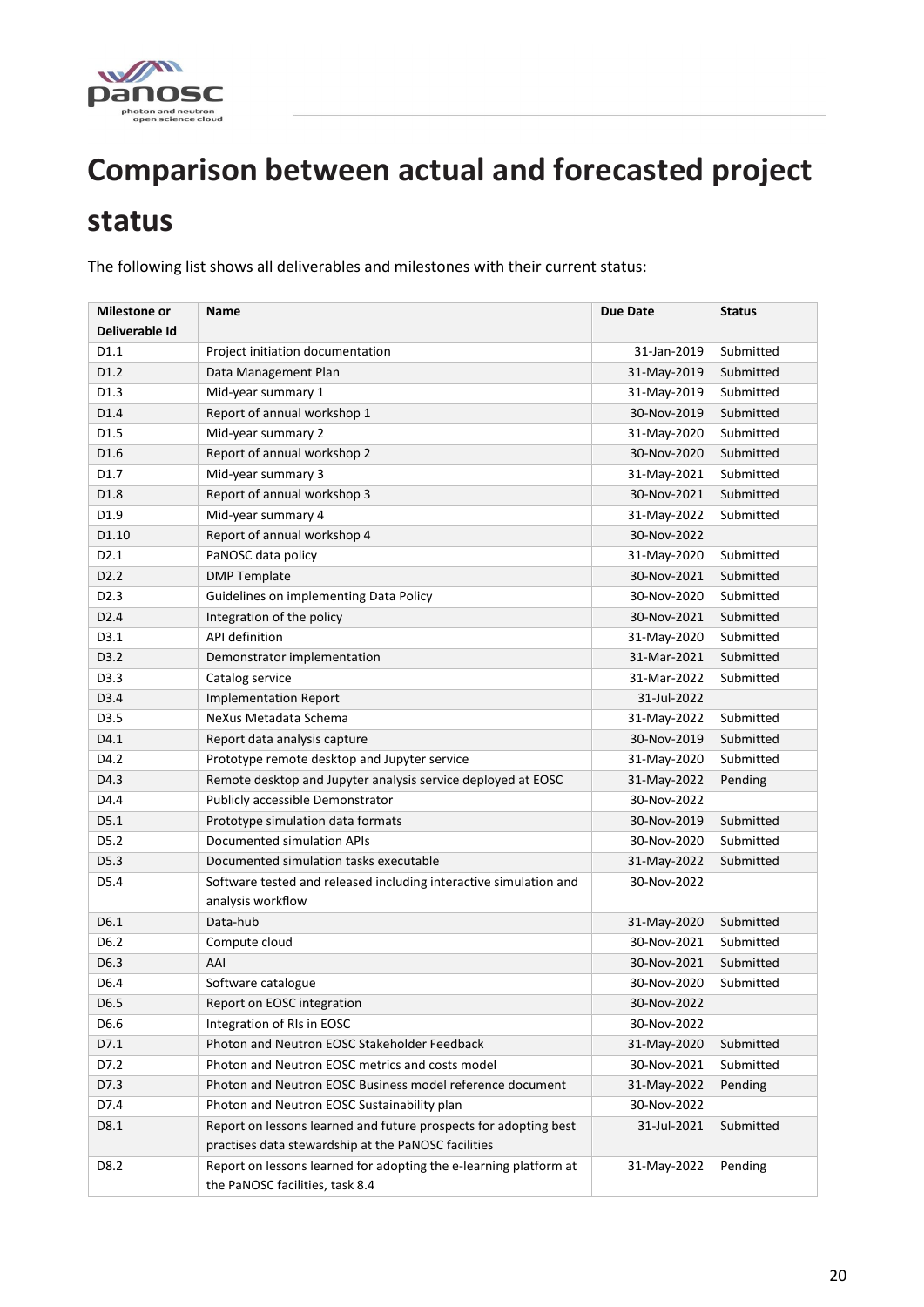# Comparison between actual and forecasted project status

The following list shows all deliverables and milestones with their current status:

| Milestone or Deliverable Id | Name | Due Date | Status |
|---|---|---|---|
| D1.1 | Project initiation documentation | 31-Jan-2019 | Submitted |
| D1.2 | Data Management Plan | 31-May-2019 | Submitted |
| D1.3 | Mid-year summary 1 | 31-May-2019 | Submitted |
| D1.4 | Report of annual workshop 1 | 30-Nov-2019 | Submitted |
| D1.5 | Mid-year summary 2 | 31-May-2020 | Submitted |
| D1.6 | Report of annual workshop 2 | 30-Nov-2020 | Submitted |
| D1.7 | Mid-year summary 3 | 31-May-2021 | Submitted |
| D1.8 | Report of annual workshop 3 | 30-Nov-2021 | Submitted |
| D1.9 | Mid-year summary 4 | 31-May-2022 | Submitted |
| D1.10 | Report of annual workshop 4 | 30-Nov-2022 | |
| D2.1 | PaNOSC data policy | 31-May-2020 | Submitted |
| D2.2 | DMP Template | 30-Nov-2021 | Submitted |
| D2.3 | Guidelines on implementing Data Policy | 30-Nov-2020 | Submitted |
| D2.4 | Integration of the policy | 30-Nov-2021 | Submitted |
| D3.1 | API definition | 31-May-2020 | Submitted |
| D3.2 | Demonstrator implementation | 31-Mar-2021 | Submitted |
| D3.3 | Catalog service | 31-Mar-2022 | Submitted |
| D3.4 | Implementation Report | 31-Jul-2022 | |
| D3.5 | NeXus Metadata Schema | 31-May-2022 | Submitted |
| D4.1 | Report data analysis capture | 30-Nov-2019 | Submitted |
| D4.2 | Prototype remote desktop and Jupyter service | 31-May-2020 | Submitted |
| D4.3 | Remote desktop and Jupyter analysis service deployed at EOSC | 31-May-2022 | Pending |
| D4.4 | Publicly accessible Demonstrator | 30-Nov-2022 | |
| D5.1 | Prototype simulation data formats | 30-Nov-2019 | Submitted |
| D5.2 | Documented simulation APIs | 30-Nov-2020 | Submitted |
| D5.3 | Documented simulation tasks executable | 31-May-2022 | Submitted |
| D5.4 | Software tested and released including interactive simulation and analysis workflow | 30-Nov-2022 | |
| D6.1 | Data-hub | 31-May-2020 | Submitted |
| D6.2 | Compute cloud | 30-Nov-2021 | Submitted |
| D6.3 | AAI | 30-Nov-2021 | Submitted |
| D6.4 | Software catalogue | 30-Nov-2020 | Submitted |
| D6.5 | Report on EOSC integration | 30-Nov-2022 | |
| D6.6 | Integration of RIs in EOSC | 30-Nov-2022 | |
| D7.1 | Photon and Neutron EOSC Stakeholder Feedback | 31-May-2020 | Submitted |
| D7.2 | Photon and Neutron EOSC metrics and costs model | 30-Nov-2021 | Submitted |
| D7.3 | Photon and Neutron EOSC Business model reference document | 31-May-2022 | Pending |
| D7.4 | Photon and Neutron EOSC Sustainability plan | 30-Nov-2022 | |
| D8.1 | Report on lessons learned and future prospects for adopting best practises data stewardship at the PaNOSC facilities | 31-Jul-2021 | Submitted |
| D8.2 | Report on lessons learned for adopting the e-learning platform at the PaNOSC facilities, task 8.4 | 31-May-2022 | Pending |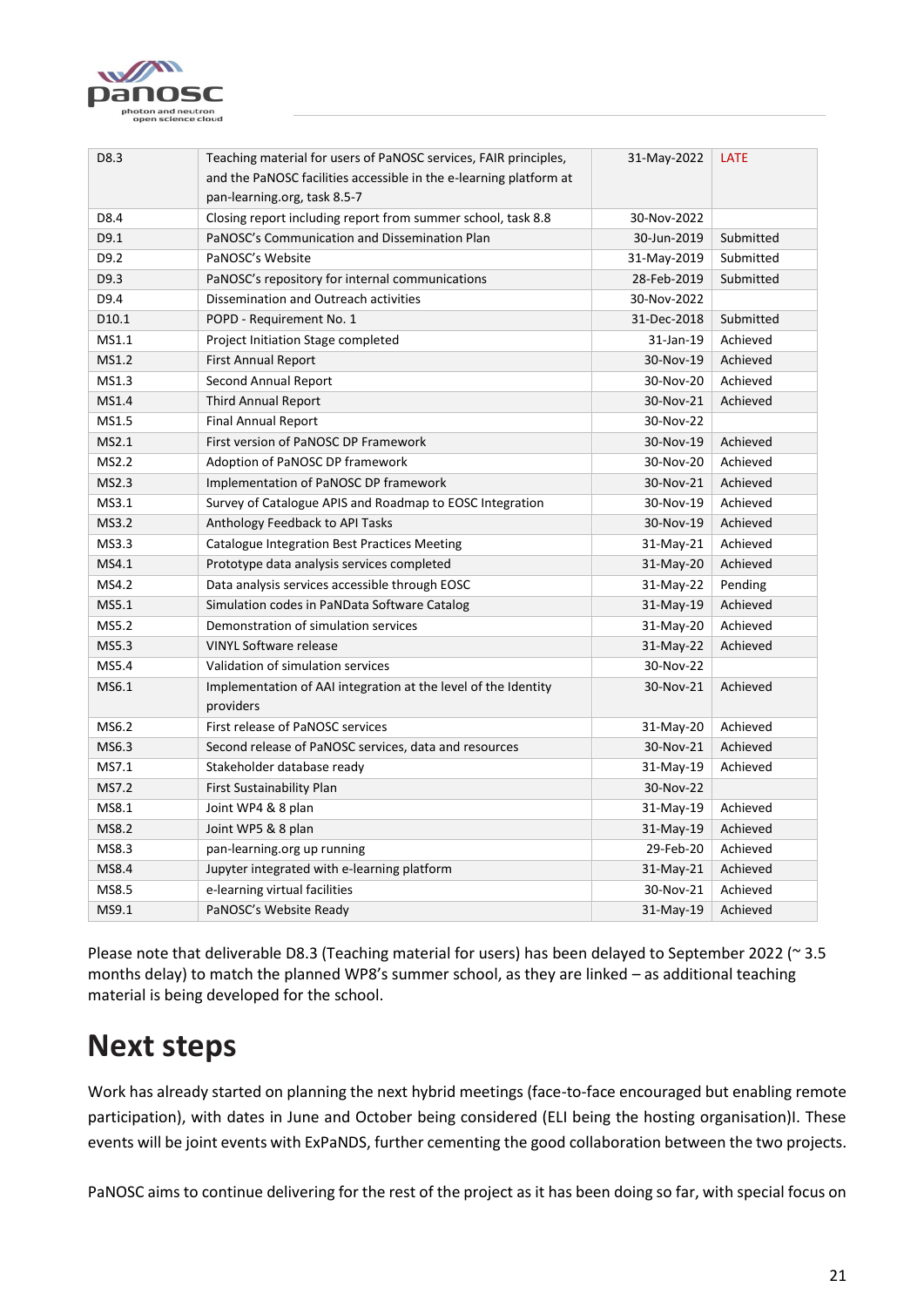| | | | |
|---|---|---|---|
| D8.3 | Teaching material for users of PaNOSC services, FAIR principles, and the PaNOSC facilities accessible in the e-learning platform at pan-learning.org, task 8.5-7 | 31-May-2022 | LATE |
| D8.4 | Closing report including report from summer school, task 8.8 | 30-Nov-2022 | |
| D9.1 | PaNOSC's Communication and Dissemination Plan | 30-Jun-2019 | Submitted |
| D9.2 | PaNOSC's Website | 31-May-2019 | Submitted |
| D9.3 | PaNOSC's repository for internal communications | 28-Feb-2019 | Submitted |
| D9.4 | Dissemination and Outreach activities | 30-Nov-2022 | |
| D10.1 | POPD - Requirement No. 1 | 31-Dec-2018 | Submitted |
| MS1.1 | Project Initiation Stage completed | 31-Jan-19 | Achieved |
| MS1.2 | First Annual Report | 30-Nov-19 | Achieved |
| MS1.3 | Second Annual Report | 30-Nov-20 | Achieved |
| MS1.4 | Third Annual Report | 30-Nov-21 | Achieved |
| MS1.5 | Final Annual Report | 30-Nov-22 | |
| MS2.1 | First version of PaNOSC DP Framework | 30-Nov-19 | Achieved |
| MS2.2 | Adoption of PaNOSC DP framework | 30-Nov-20 | Achieved |
| MS2.3 | Implementation of PaNOSC DP framework | 30-Nov-21 | Achieved |
| MS3.1 | Survey of Catalogue APIS and Roadmap to EOSC Integration | 30-Nov-19 | Achieved |
| MS3.2 | Anthology Feedback to API Tasks | 30-Nov-19 | Achieved |
| MS3.3 | Catalogue Integration Best Practices Meeting | 31-May-21 | Achieved |
| MS4.1 | Prototype data analysis services completed | 31-May-20 | Achieved |
| MS4.2 | Data analysis services accessible through EOSC | 31-May-22 | Pending |
| MS5.1 | Simulation codes in PanData Software Catalog | 31-May-19 | Achieved |
| MS5.2 | Demonstration of simulation services | 31-May-20 | Achieved |
| MS5.3 | VINYL Software release | 31-May-22 | Achieved |
| MS5.4 | Validation of simulation services | 30-Nov-22 | |
| MS6.1 | Implementation of AAI integration at the level of the Identity providers | 30-Nov-21 | Achieved |
| MS6.2 | First release of PaNOSC services | 31-May-20 | Achieved |
| MS6.3 | Second release of PaNOSC services, data and resources | 30-Nov-21 | Achieved |
| MS7.1 | Stakeholder database ready | 31-May-19 | Achieved |
| MS7.2 | First Sustainability Plan | 30-Nov-22 | |
| MS8.1 | Joint WP4 & 8 plan | 31-May-19 | Achieved |
| MS8.2 | Joint WP5 & 8 plan | 31-May-19 | Achieved |
| MS8.3 | pan-learning.org up running | 29-Feb-20 | Achieved |
| MS8.4 | Jupyter integrated with e-learning platform | 31-May-21 | Achieved |
| MS8.5 | e-learning virtual facilities | 30-Nov-21 | Achieved |
| MS9.1 | PaNOSC's Website Ready | 31-May-19 | Achieved |

Please note that deliverable D8.3 (Teaching material for users) has been delayed to September 2022 (~ 3.5 months delay) to match the planned WP8's summer school, as they are linked – as additional teaching material is being developed for the school.

# Next steps

Work has already started on planning the next hybrid meetings (face-to-face encouraged but enabling remote participation), with dates in June and October being considered (ELI being the hosting organisation)I. These events will be joint events with ExPaNDS, further cementing the good collaboration between the two projects.

PaNOSC aims to continue delivering for the rest of the project as it has been doing so far, with special focus on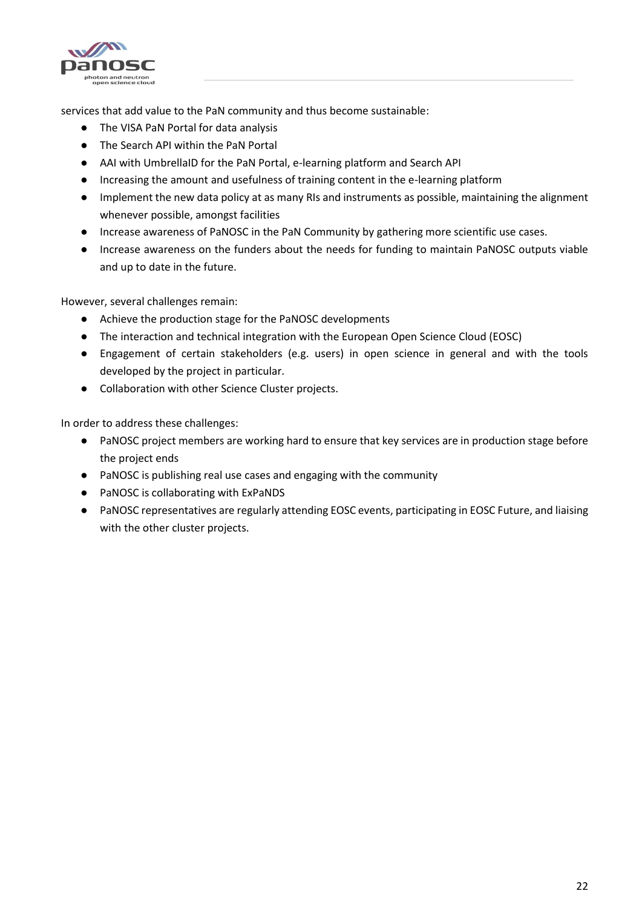services that add value to the PaN community and thus become sustainable:

- The VISA PaN Portal for data analysis
- The Search API within the PaN Portal
- AAI with UmbrellaID for the PaN Portal, e-learning platform and Search API
- Increasing the amount and usefulness of training content in the e-learning platform
- Implement the new data policy at as many RIs and instruments as possible, maintaining the alignment whenever possible, amongst facilities
- Increase awareness of PaNOSC in the PaN Community by gathering more scientific use cases.
- Increase awareness on the funders about the needs for funding to maintain PaNOSC outputs viable and up to date in the future.

However, several challenges remain:

- Achieve the production stage for the PaNOSC developments
- The interaction and technical integration with the European Open Science Cloud (EOSC)
- Engagement of certain stakeholders (e.g. users) in open science in general and with the tools developed by the project in particular.
- Collaboration with other Science Cluster projects.

In order to address these challenges:

- PaNOSC project members are working hard to ensure that key services are in production stage before the project ends
- PaNOSC is publishing real use cases and engaging with the community
- PaNOSC is collaborating with ExPaNDS
- PaNOSC representatives are regularly attending EOSC events, participating in EOSC Future, and liaising with the other cluster projects.